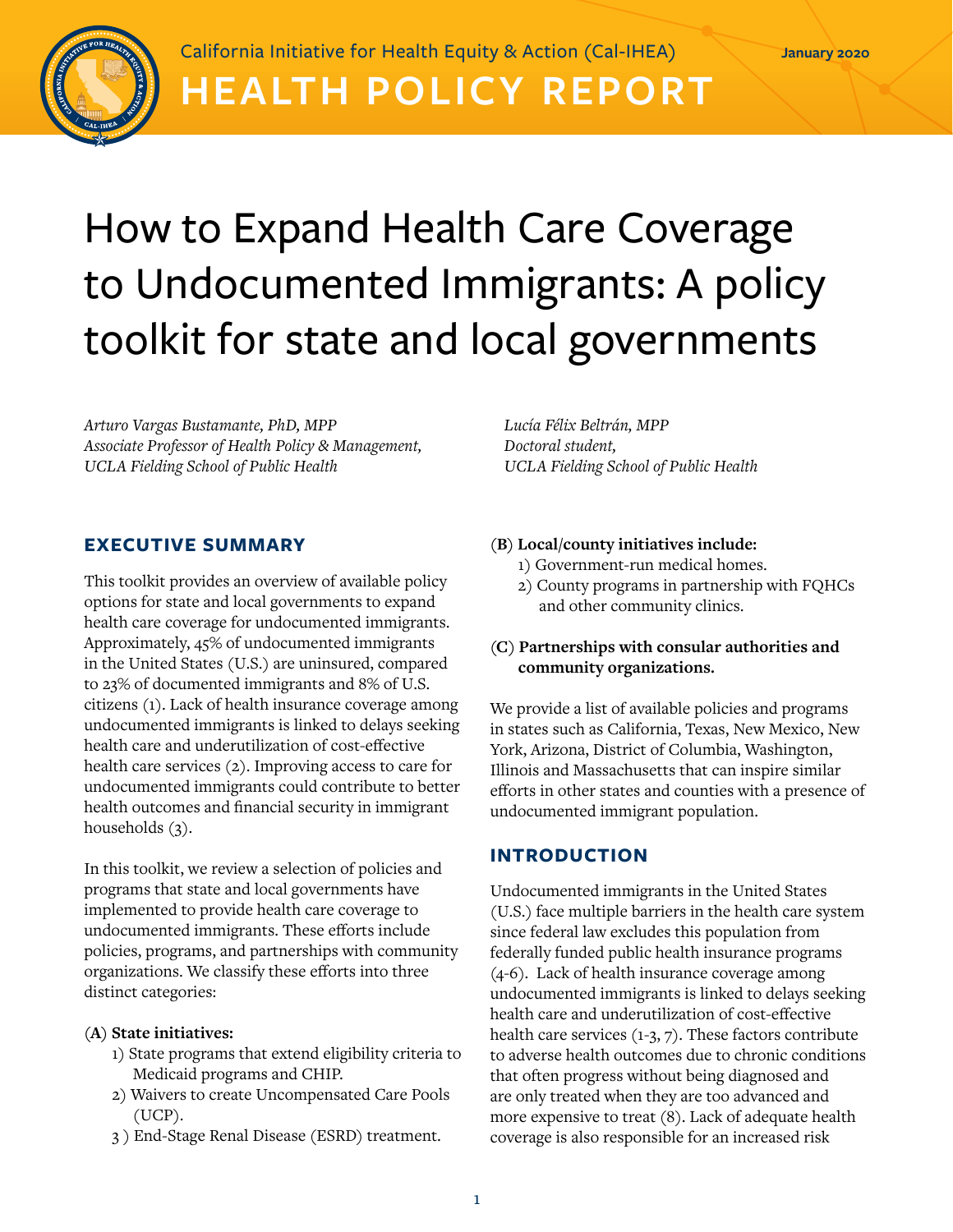California Initiative for Health Equity & Action (Cal-IHEA)

January 2020

HEALTH POLICY REPORT

# How to Expand Health Care Coverage to Undocumented Immigrants: A policy toolkit for state and local governments

*Arturo Vargas Bustamante, PhD, MPP*
*Associate Professor of Health Policy & Management,*
*UCLA Fielding School of Public Health*

*Lucía Félix Beltrán, MPP*
*Doctoral student,*
*UCLA Fielding School of Public Health*

## EXECUTIVE SUMMARY

This toolkit provides an overview of available policy options for state and local governments to expand health care coverage for undocumented immigrants. Approximately, 45% of undocumented immigrants in the United States (U.S.) are uninsured, compared to 23% of documented immigrants and 8% of U.S. citizens (1). Lack of health insurance coverage among undocumented immigrants is linked to delays seeking health care and underutilization of cost-effective health care services (2). Improving access to care for undocumented immigrants could contribute to better health outcomes and financial security in immigrant households (3).

In this toolkit, we review a selection of policies and programs that state and local governments have implemented to provide health care coverage to undocumented immigrants. These efforts include policies, programs, and partnerships with community organizations. We classify these efforts into three distinct categories:

(**A**) **State initiatives:**

1) State programs that extend eligibility criteria to Medicaid programs and CHIP.
2) Waivers to create Uncompensated Care Pools (UCP).
3) End-Stage Renal Disease (ESRD) treatment.

(**B**) **Local/county initiatives include:**

1) Government-run medical homes.
2) County programs in partnership with FQHCs and other community clinics.

(**C**) **Partnerships with consular authorities and community organizations.**

We provide a list of available policies and programs in states such as California, Texas, New Mexico, New York, Arizona, District of Columbia, Washington, Illinois and Massachusetts that can inspire similar efforts in other states and counties with a presence of undocumented immigrant population.

## INTRODUCTION

Undocumented immigrants in the United States (U.S.) face multiple barriers in the health care system since federal law excludes this population from federally funded public health insurance programs (4-6). Lack of health insurance coverage among undocumented immigrants is linked to delays seeking health care and underutilization of cost-effective health care services (1-3, 7). These factors contribute to adverse health outcomes due to chronic conditions that often progress without being diagnosed and are only treated when they are too advanced and more expensive to treat (8). Lack of adequate health coverage is also responsible for an increased risk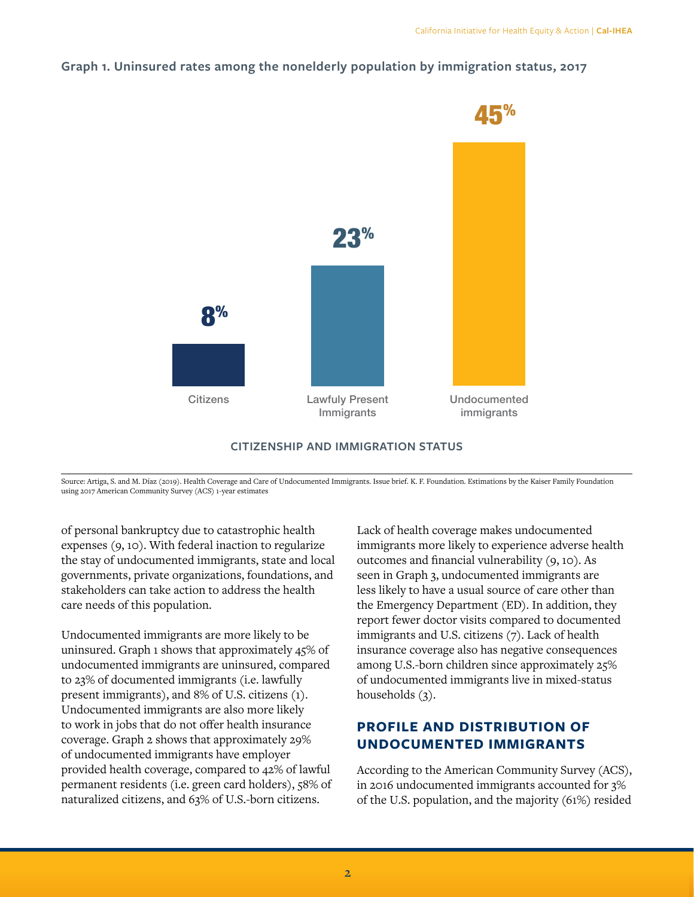**Graph 1. Uninsured rates among the nonelderly population by immigration status, 2017**

| CITIZENSHIP AND IMMIGRATION STATUS | Uninsured rate |
|---|---|
| Citizens | 8% |
| Lawfuly Present Immigrants | 23% |
| Undocumented immigrants | 45% |

Source: Artiga, S. and M. Díaz (2019). Health Coverage and Care of Undocumented Immigrants. Issue brief. K. F. Foundation. Estimations by the Kaiser Family Foundation using 2017 American Community Survey (ACS) 1-year estimates

of personal bankruptcy due to catastrophic health expenses (9, 10). With federal inaction to regularize the stay of undocumented immigrants, state and local governments, private organizations, foundations, and stakeholders can take action to address the health care needs of this population.

Undocumented immigrants are more likely to be uninsured. Graph 1 shows that approximately 45% of undocumented immigrants are uninsured, compared to 23% of documented immigrants (i.e. lawfully present immigrants), and 8% of U.S. citizens (1). Undocumented immigrants are also more likely to work in jobs that do not offer health insurance coverage. Graph 2 shows that approximately 29% of undocumented immigrants have employer provided health coverage, compared to 42% of lawful permanent residents (i.e. green card holders), 58% of naturalized citizens, and 63% of U.S.-born citizens.

Lack of health coverage makes undocumented immigrants more likely to experience adverse health outcomes and financial vulnerability (9, 10). As seen in Graph 3, undocumented immigrants are less likely to have a usual source of care other than the Emergency Department (ED). In addition, they report fewer doctor visits compared to documented immigrants and U.S. citizens (7). Lack of health insurance coverage also has negative consequences among U.S.-born children since approximately 25% of undocumented immigrants live in mixed-status households (3).

## PROFILE AND DISTRIBUTION OF UNDOCUMENTED IMMIGRANTS

According to the American Community Survey (ACS), in 2016 undocumented immigrants accounted for 3% of the U.S. population, and the majority (61%) resided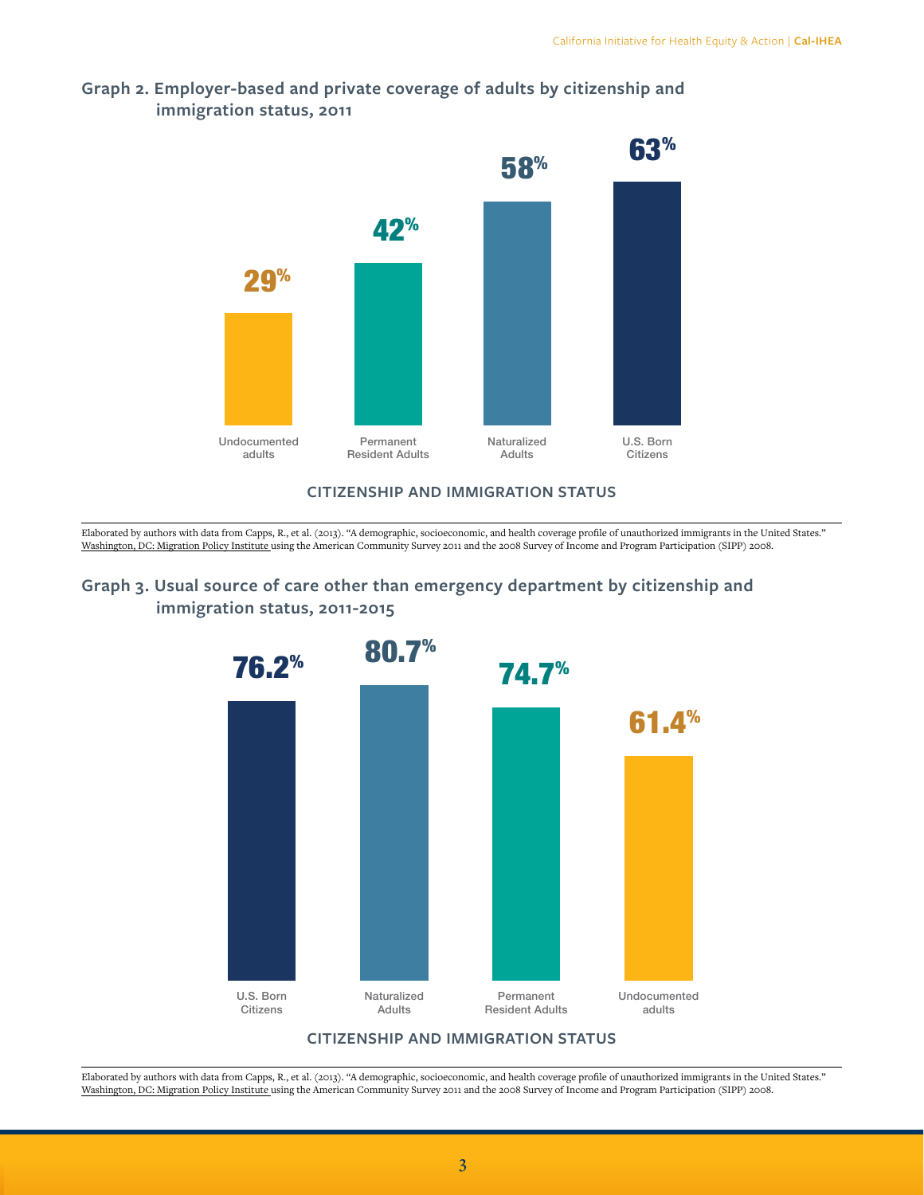### Graph 2. Employer-based and private coverage of adults by citizenship and immigration status, 2011

| CITIZENSHIP AND IMMIGRATION STATUS | Coverage |
|---|---|
| Undocumented adults | 29% |
| Permanent Resident Adults | 42% |
| Naturalized Adults | 58% |
| U.S. Born Citizens | 63% |

Elaborated by authors with data from Capps, R., et al. (2013). "A demographic, socioeconomic, and health coverage profile of unauthorized immigrants in the United States." Washington, DC: Migration Policy Institute using the American Community Survey 2011 and the 2008 Survey of Income and Program Participation (SIPP) 2008.

### Graph 3. Usual source of care other than emergency department by citizenship and immigration status, 2011-2015

| CITIZENSHIP AND IMMIGRATION STATUS | Usual source of care |
|---|---|
| U.S. Born Citizens | 76.2% |
| Naturalized Adults | 80.7% |
| Permanent Resident Adults | 74.7% |
| Undocumented adults | 61.4% |

Elaborated by authors with data from Capps, R., et al. (2013). "A demographic, socioeconomic, and health coverage profile of unauthorized immigrants in the United States." Washington, DC: Migration Policy Institute using the American Community Survey 2011 and the 2008 Survey of Income and Program Participation (SIPP) 2008.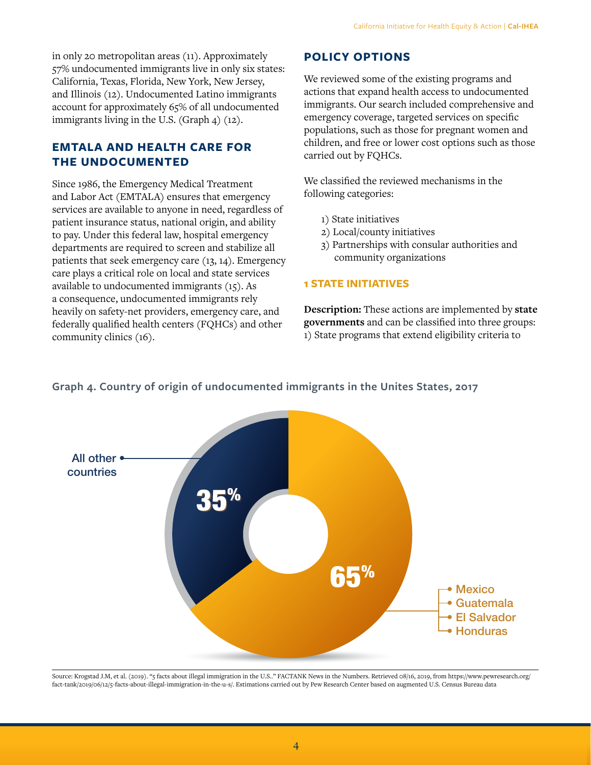in only 20 metropolitan areas (11). Approximately 57% undocumented immigrants live in only six states: California, Texas, Florida, New York, New Jersey, and Illinois (12). Undocumented Latino immigrants account for approximately 65% of all undocumented immigrants living in the U.S. (Graph 4) (12).

## EMTALA AND HEALTH CARE FOR THE UNDOCUMENTED

Since 1986, the Emergency Medical Treatment and Labor Act (EMTALA) ensures that emergency services are available to anyone in need, regardless of patient insurance status, national origin, and ability to pay. Under this federal law, hospital emergency departments are required to screen and stabilize all patients that seek emergency care (13, 14). Emergency care plays a critical role on local and state services available to undocumented immigrants (15). As a consequence, undocumented immigrants rely heavily on safety-net providers, emergency care, and federally qualified health centers (FQHCs) and other community clinics (16).

## POLICY OPTIONS

We reviewed some of the existing programs and actions that expand health access to undocumented immigrants. Our search included comprehensive and emergency coverage, targeted services on specific populations, such as those for pregnant women and children, and free or lower cost options such as those carried out by FQHCs.

We classified the reviewed mechanisms in the following categories:

1) State initiatives
2) Local/county initiatives
3) Partnerships with consular authorities and community organizations

### 1 STATE INITIATIVES

**Description:** These actions are implemented by **state governments** and can be classified into three groups: 1) State programs that extend eligibility criteria to

**Graph 4. Country of origin of undocumented immigrants in the Unites States, 2017**

| Country of origin | Share |
|---|---|
| Mexico, Guatemala, El Salvador, Honduras | 65% |
| All other countries | 35% |

Source: Krogstad J.M, et al. (2019). "5 facts about illegal immigration in the U.S.." FACTANK News in the Numbers. Retrieved 08/16, 2019, from https://www.pewresearch.org/fact-tank/2019/06/12/5-facts-about-illegal-immigration-in-the-u-s/. Estimations carried out by Pew Research Center based on augmented U.S. Census Bureau data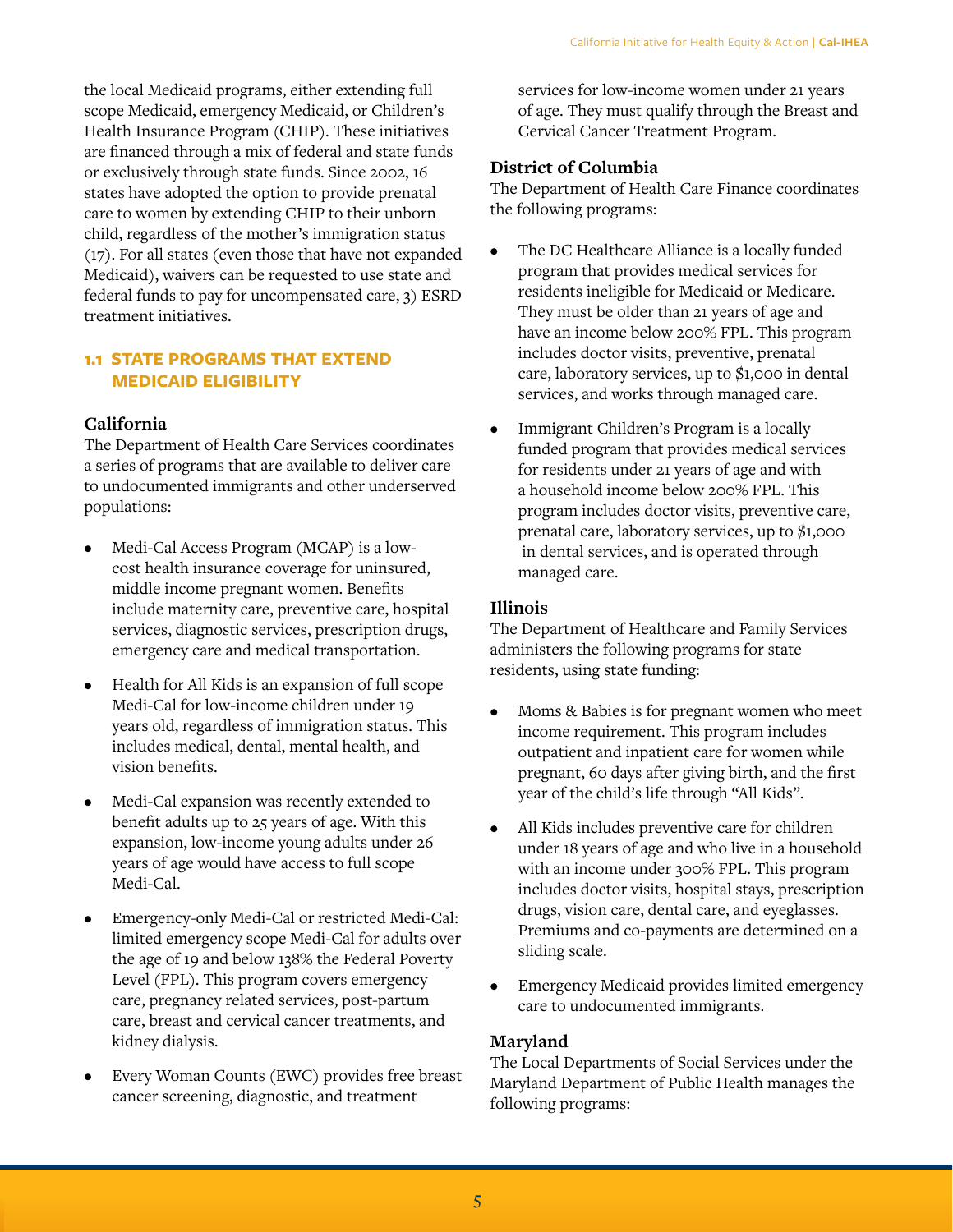the local Medicaid programs, either extending full scope Medicaid, emergency Medicaid, or Children's Health Insurance Program (CHIP). These initiatives are financed through a mix of federal and state funds or exclusively through state funds. Since 2002, 16 states have adopted the option to provide prenatal care to women by extending CHIP to their unborn child, regardless of the mother's immigration status (17). For all states (even those that have not expanded Medicaid), waivers can be requested to use state and federal funds to pay for uncompensated care, 3) ESRD treatment initiatives.

## 1.1 STATE PROGRAMS THAT EXTEND MEDICAID ELIGIBILITY

### California

The Department of Health Care Services coordinates a series of programs that are available to deliver care to undocumented immigrants and other underserved populations:

- Medi-Cal Access Program (MCAP) is a low-cost health insurance coverage for uninsured, middle income pregnant women. Benefits include maternity care, preventive care, hospital services, diagnostic services, prescription drugs, emergency care and medical transportation.
- Health for All Kids is an expansion of full scope Medi-Cal for low-income children under 19 years old, regardless of immigration status. This includes medical, dental, mental health, and vision benefits.
- Medi-Cal expansion was recently extended to benefit adults up to 25 years of age. With this expansion, low-income young adults under 26 years of age would have access to full scope Medi-Cal.
- Emergency-only Medi-Cal or restricted Medi-Cal: limited emergency scope Medi-Cal for adults over the age of 19 and below 138% the Federal Poverty Level (FPL). This program covers emergency care, pregnancy related services, post-partum care, breast and cervical cancer treatments, and kidney dialysis.
- Every Woman Counts (EWC) provides free breast cancer screening, diagnostic, and treatment services for low-income women under 21 years of age. They must qualify through the Breast and Cervical Cancer Treatment Program.

### District of Columbia

The Department of Health Care Finance coordinates the following programs:

- The DC Healthcare Alliance is a locally funded program that provides medical services for residents ineligible for Medicaid or Medicare. They must be older than 21 years of age and have an income below 200% FPL. This program includes doctor visits, preventive, prenatal care, laboratory services, up to $1,000 in dental services, and works through managed care.
- Immigrant Children's Program is a locally funded program that provides medical services for residents under 21 years of age and with a household income below 200% FPL. This program includes doctor visits, preventive care, prenatal care, laboratory services, up to $1,000 in dental services, and is operated through managed care.

### Illinois

The Department of Healthcare and Family Services administers the following programs for state residents, using state funding:

- Moms & Babies is for pregnant women who meet income requirement. This program includes outpatient and inpatient care for women while pregnant, 60 days after giving birth, and the first year of the child's life through "All Kids".
- All Kids includes preventive care for children under 18 years of age and who live in a household with an income under 300% FPL. This program includes doctor visits, hospital stays, prescription drugs, vision care, dental care, and eyeglasses. Premiums and co-payments are determined on a sliding scale.
- Emergency Medicaid provides limited emergency care to undocumented immigrants.

### Maryland

The Local Departments of Social Services under the Maryland Department of Public Health manages the following programs: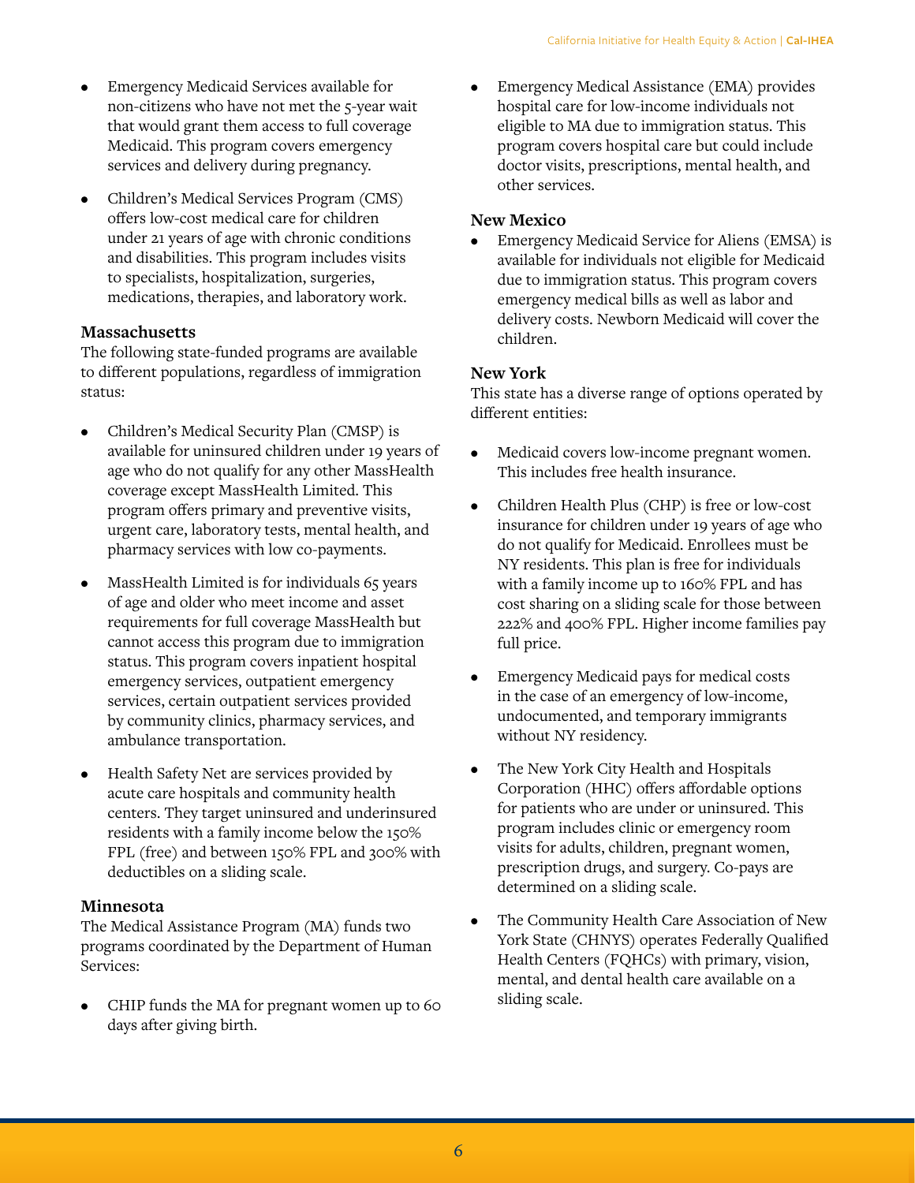- Emergency Medicaid Services available for non-citizens who have not met the 5-year wait that would grant them access to full coverage Medicaid. This program covers emergency services and delivery during pregnancy.

- Children's Medical Services Program (CMS) offers low-cost medical care for children under 21 years of age with chronic conditions and disabilities. This program includes visits to specialists, hospitalization, surgeries, medications, therapies, and laboratory work.

### Massachusetts

The following state-funded programs are available to different populations, regardless of immigration status:

- Children's Medical Security Plan (CMSP) is available for uninsured children under 19 years of age who do not qualify for any other MassHealth coverage except MassHealth Limited. This program offers primary and preventive visits, urgent care, laboratory tests, mental health, and pharmacy services with low co-payments.

- MassHealth Limited is for individuals 65 years of age and older who meet income and asset requirements for full coverage MassHealth but cannot access this program due to immigration status. This program covers inpatient hospital emergency services, outpatient emergency services, certain outpatient services provided by community clinics, pharmacy services, and ambulance transportation.

- Health Safety Net are services provided by acute care hospitals and community health centers. They target uninsured and underinsured residents with a family income below the 150% FPL (free) and between 150% FPL and 300% with deductibles on a sliding scale.

### Minnesota

The Medical Assistance Program (MA) funds two programs coordinated by the Department of Human Services:

- CHIP funds the MA for pregnant women up to 60 days after giving birth.

- Emergency Medical Assistance (EMA) provides hospital care for low-income individuals not eligible to MA due to immigration status. This program covers hospital care but could include doctor visits, prescriptions, mental health, and other services.

### New Mexico

- Emergency Medicaid Service for Aliens (EMSA) is available for individuals not eligible for Medicaid due to immigration status. This program covers emergency medical bills as well as labor and delivery costs. Newborn Medicaid will cover the children.

### New York

This state has a diverse range of options operated by different entities:

- Medicaid covers low-income pregnant women. This includes free health insurance.

- Children Health Plus (CHP) is free or low-cost insurance for children under 19 years of age who do not qualify for Medicaid. Enrollees must be NY residents. This plan is free for individuals with a family income up to 160% FPL and has cost sharing on a sliding scale for those between 222% and 400% FPL. Higher income families pay full price.

- Emergency Medicaid pays for medical costs in the case of an emergency of low-income, undocumented, and temporary immigrants without NY residency.

- The New York City Health and Hospitals Corporation (HHC) offers affordable options for patients who are under or uninsured. This program includes clinic or emergency room visits for adults, children, pregnant women, prescription drugs, and surgery. Co-pays are determined on a sliding scale.

- The Community Health Care Association of New York State (CHNYS) operates Federally Qualified Health Centers (FQHCs) with primary, vision, mental, and dental health care available on a sliding scale.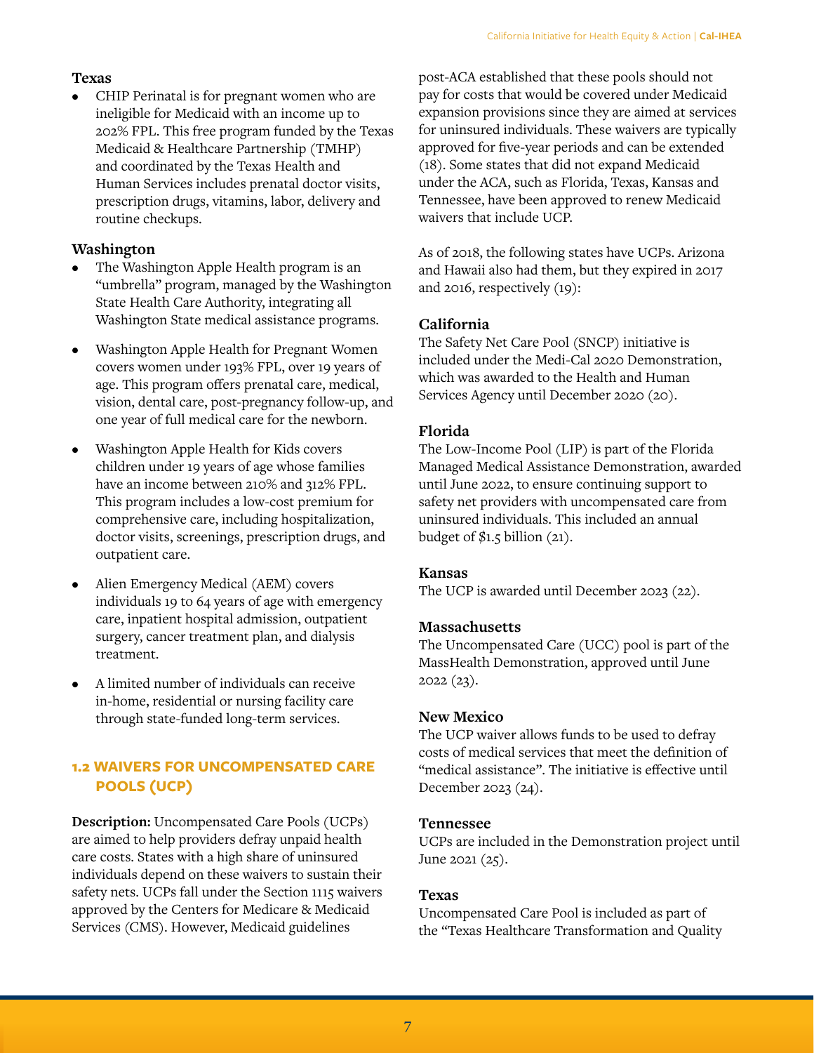**Texas**

- CHIP Perinatal is for pregnant women who are ineligible for Medicaid with an income up to 202% FPL. This free program funded by the Texas Medicaid & Healthcare Partnership (TMHP) and coordinated by the Texas Health and Human Services includes prenatal doctor visits, prescription drugs, vitamins, labor, delivery and routine checkups.

**Washington**

- The Washington Apple Health program is an "umbrella" program, managed by the Washington State Health Care Authority, integrating all Washington State medical assistance programs.

- Washington Apple Health for Pregnant Women covers women under 193% FPL, over 19 years of age. This program offers prenatal care, medical, vision, dental care, post-pregnancy follow-up, and one year of full medical care for the newborn.

- Washington Apple Health for Kids covers children under 19 years of age whose families have an income between 210% and 312% FPL. This program includes a low-cost premium for comprehensive care, including hospitalization, doctor visits, screenings, prescription drugs, and outpatient care.

- Alien Emergency Medical (AEM) covers individuals 19 to 64 years of age with emergency care, inpatient hospital admission, outpatient surgery, cancer treatment plan, and dialysis treatment.

- A limited number of individuals can receive in-home, residential or nursing facility care through state-funded long-term services.

## 1.2 WAIVERS FOR UNCOMPENSATED CARE POOLS (UCP)

**Description:** Uncompensated Care Pools (UCPs) are aimed to help providers defray unpaid health care costs. States with a high share of uninsured individuals depend on these waivers to sustain their safety nets. UCPs fall under the Section 1115 waivers approved by the Centers for Medicare & Medicaid Services (CMS). However, Medicaid guidelines post-ACA established that these pools should not pay for costs that would be covered under Medicaid expansion provisions since they are aimed at services for uninsured individuals. These waivers are typically approved for five-year periods and can be extended (18). Some states that did not expand Medicaid under the ACA, such as Florida, Texas, Kansas and Tennessee, have been approved to renew Medicaid waivers that include UCP.

As of 2018, the following states have UCPs. Arizona and Hawaii also had them, but they expired in 2017 and 2016, respectively (19):

**California**

The Safety Net Care Pool (SNCP) initiative is included under the Medi-Cal 2020 Demonstration, which was awarded to the Health and Human Services Agency until December 2020 (20).

**Florida**

The Low-Income Pool (LIP) is part of the Florida Managed Medical Assistance Demonstration, awarded until June 2022, to ensure continuing support to safety net providers with uncompensated care from uninsured individuals. This included an annual budget of $1.5 billion (21).

**Kansas**

The UCP is awarded until December 2023 (22).

**Massachusetts**

The Uncompensated Care (UCC) pool is part of the MassHealth Demonstration, approved until June 2022 (23).

**New Mexico**

The UCP waiver allows funds to be used to defray costs of medical services that meet the definition of "medical assistance". The initiative is effective until December 2023 (24).

**Tennessee**

UCPs are included in the Demonstration project until June 2021 (25).

**Texas**

Uncompensated Care Pool is included as part of the "Texas Healthcare Transformation and Quality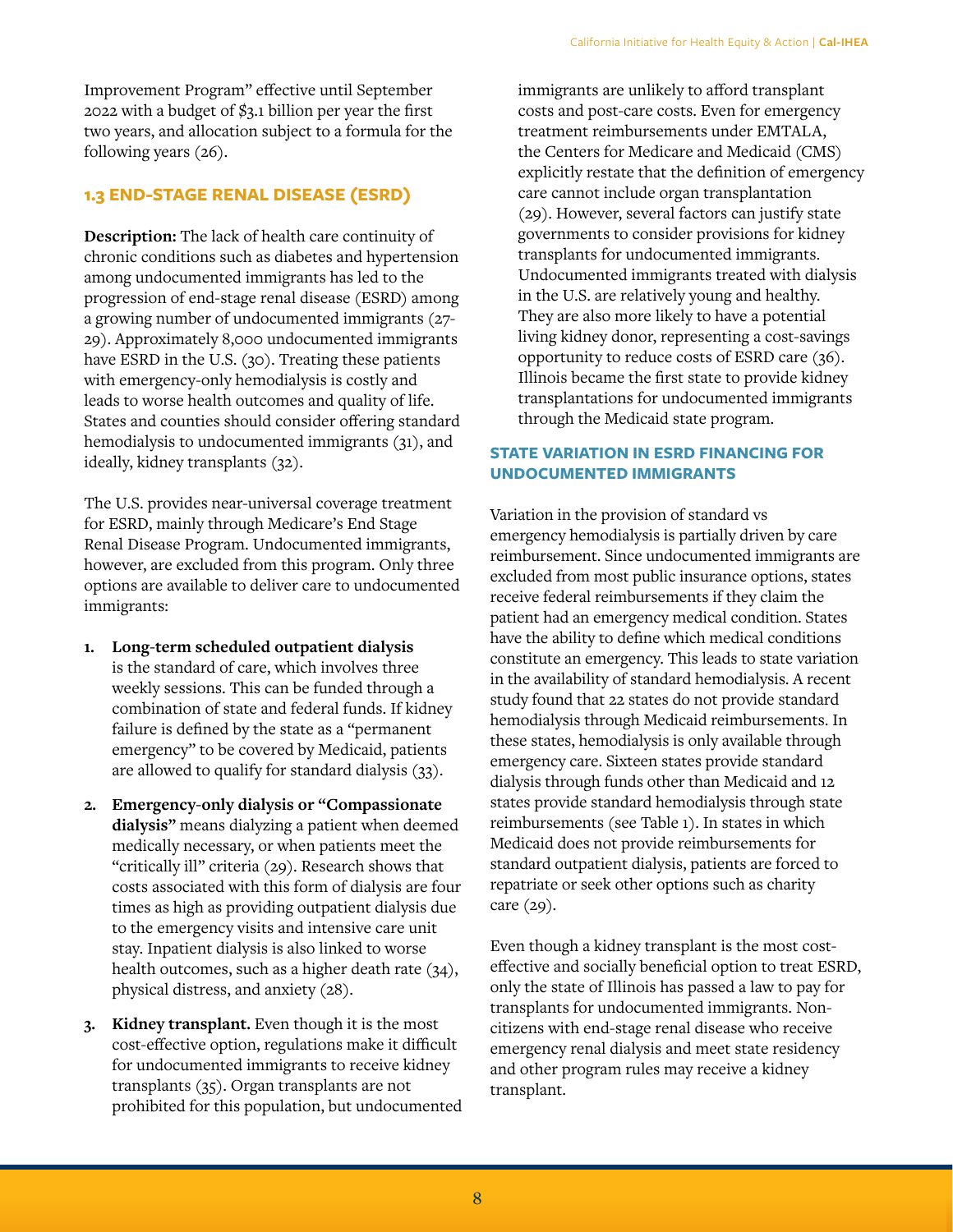Improvement Program" effective until September 2022 with a budget of $3.1 billion per year the first two years, and allocation subject to a formula for the following years (26).

### 1.3 END-STAGE RENAL DISEASE (ESRD)

**Description:** The lack of health care continuity of chronic conditions such as diabetes and hypertension among undocumented immigrants has led to the progression of end-stage renal disease (ESRD) among a growing number of undocumented immigrants (27-29). Approximately 8,000 undocumented immigrants have ESRD in the U.S. (30). Treating these patients with emergency-only hemodialysis is costly and leads to worse health outcomes and quality of life. States and counties should consider offering standard hemodialysis to undocumented immigrants (31), and ideally, kidney transplants (32).

The U.S. provides near-universal coverage treatment for ESRD, mainly through Medicare's End Stage Renal Disease Program. Undocumented immigrants, however, are excluded from this program. Only three options are available to deliver care to undocumented immigrants:

1. **Long-term scheduled outpatient dialysis** is the standard of care, which involves three weekly sessions. This can be funded through a combination of state and federal funds. If kidney failure is defined by the state as a "permanent emergency" to be covered by Medicaid, patients are allowed to qualify for standard dialysis (33).
2. **Emergency-only dialysis or "Compassionate dialysis"** means dialyzing a patient when deemed medically necessary, or when patients meet the "critically ill" criteria (29). Research shows that costs associated with this form of dialysis are four times as high as providing outpatient dialysis due to the emergency visits and intensive care unit stay. Inpatient dialysis is also linked to worse health outcomes, such as a higher death rate (34), physical distress, and anxiety (28).
3. **Kidney transplant.** Even though it is the most cost-effective option, regulations make it difficult for undocumented immigrants to receive kidney transplants (35). Organ transplants are not prohibited for this population, but undocumented immigrants are unlikely to afford transplant costs and post-care costs. Even for emergency treatment reimbursements under EMTALA, the Centers for Medicare and Medicaid (CMS) explicitly restate that the definition of emergency care cannot include organ transplantation (29). However, several factors can justify state governments to consider provisions for kidney transplants for undocumented immigrants. Undocumented immigrants treated with dialysis in the U.S. are relatively young and healthy. They are also more likely to have a potential living kidney donor, representing a cost-savings opportunity to reduce costs of ESRD care (36). Illinois became the first state to provide kidney transplantations for undocumented immigrants through the Medicaid state program.

#### STATE VARIATION IN ESRD FINANCING FOR UNDOCUMENTED IMMIGRANTS

Variation in the provision of standard vs emergency hemodialysis is partially driven by care reimbursement. Since undocumented immigrants are excluded from most public insurance options, states receive federal reimbursements if they claim the patient had an emergency medical condition. States have the ability to define which medical conditions constitute an emergency. This leads to state variation in the availability of standard hemodialysis. A recent study found that 22 states do not provide standard hemodialysis through Medicaid reimbursements. In these states, hemodialysis is only available through emergency care. Sixteen states provide standard dialysis through funds other than Medicaid and 12 states provide standard hemodialysis through state reimbursements (see Table 1). In states in which Medicaid does not provide reimbursements for standard outpatient dialysis, patients are forced to repatriate or seek other options such as charity care (29).

Even though a kidney transplant is the most cost-effective and socially beneficial option to treat ESRD, only the state of Illinois has passed a law to pay for transplants for undocumented immigrants. Non-citizens with end-stage renal disease who receive emergency renal dialysis and meet state residency and other program rules may receive a kidney transplant.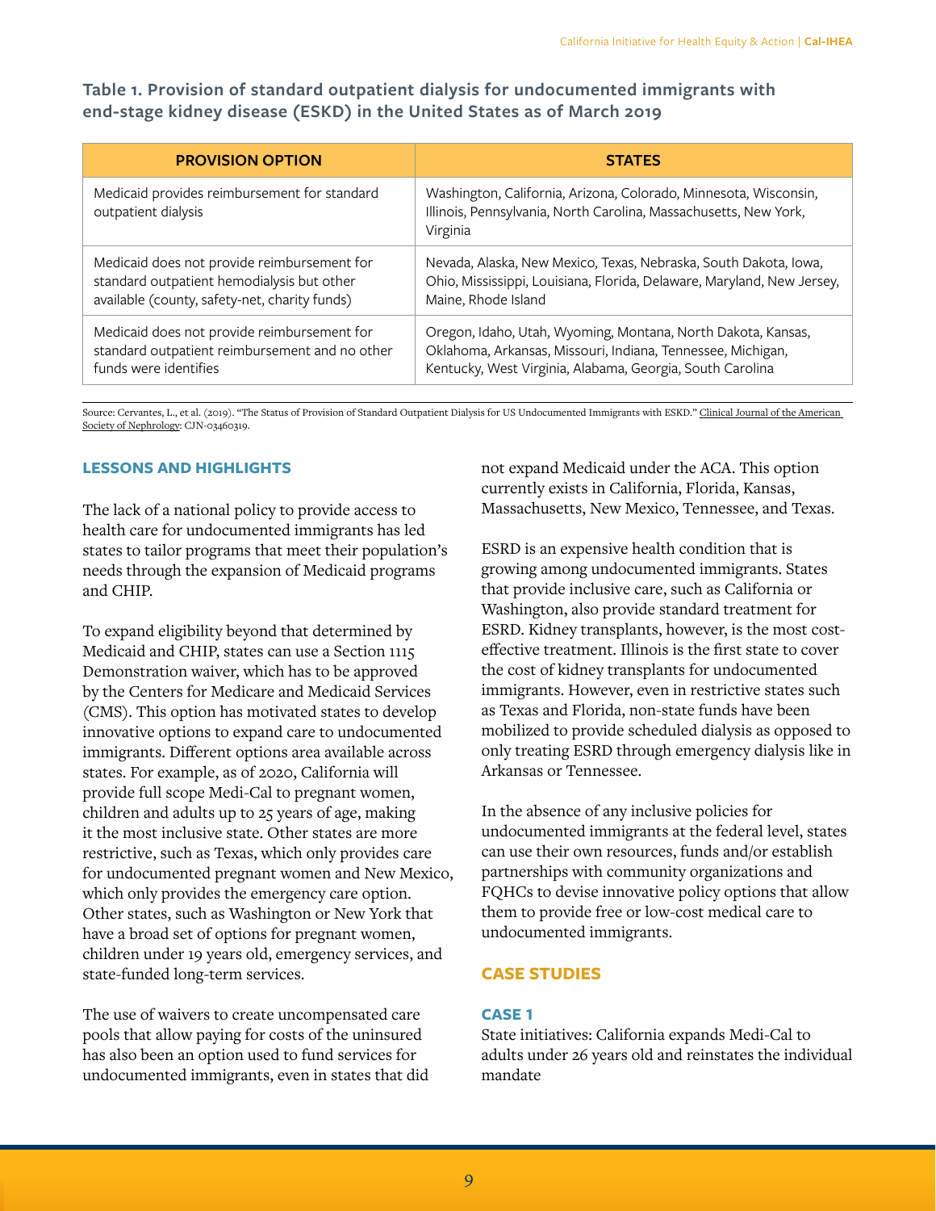**Table 1. Provision of standard outpatient dialysis for undocumented immigrants with end-stage kidney disease (ESKD) in the United States as of March 2019**

| PROVISION OPTION | STATES |
| --- | --- |
| Medicaid provides reimbursement for standard outpatient dialysis | Washington, California, Arizona, Colorado, Minnesota, Wisconsin, Illinois, Pennsylvania, North Carolina, Massachusetts, New York, Virginia |
| Medicaid does not provide reimbursement for standard outpatient hemodialysis but other available (county, safety-net, charity funds) | Nevada, Alaska, New Mexico, Texas, Nebraska, South Dakota, Iowa, Ohio, Mississippi, Louisiana, Florida, Delaware, Maryland, New Jersey, Maine, Rhode Island |
| Medicaid does not provide reimbursement for standard outpatient reimbursement and no other funds were identifies | Oregon, Idaho, Utah, Wyoming, Montana, North Dakota, Kansas, Oklahoma, Arkansas, Missouri, Indiana, Tennessee, Michigan, Kentucky, West Virginia, Alabama, Georgia, South Carolina |

Source: Cervantes, L., et al. (2019). "The Status of Provision of Standard Outpatient Dialysis for US Undocumented Immigrants with ESKD." Clinical Journal of the American Society of Nephrology: CJN-03460319.

### LESSONS AND HIGHLIGHTS

The lack of a national policy to provide access to health care for undocumented immigrants has led states to tailor programs that meet their population's needs through the expansion of Medicaid programs and CHIP.

To expand eligibility beyond that determined by Medicaid and CHIP, states can use a Section 1115 Demonstration waiver, which has to be approved by the Centers for Medicare and Medicaid Services (CMS). This option has motivated states to develop innovative options to expand care to undocumented immigrants. Different options area available across states. For example, as of 2020, California will provide full scope Medi-Cal to pregnant women, children and adults up to 25 years of age, making it the most inclusive state. Other states are more restrictive, such as Texas, which only provides care for undocumented pregnant women and New Mexico, which only provides the emergency care option. Other states, such as Washington or New York that have a broad set of options for pregnant women, children under 19 years old, emergency services, and state-funded long-term services.

The use of waivers to create uncompensated care pools that allow paying for costs of the uninsured has also been an option used to fund services for undocumented immigrants, even in states that did not expand Medicaid under the ACA. This option currently exists in California, Florida, Kansas, Massachusetts, New Mexico, Tennessee, and Texas.

ESRD is an expensive health condition that is growing among undocumented immigrants. States that provide inclusive care, such as California or Washington, also provide standard treatment for ESRD. Kidney transplants, however, is the most cost-effective treatment. Illinois is the first state to cover the cost of kidney transplants for undocumented immigrants. However, even in restrictive states such as Texas and Florida, non-state funds have been mobilized to provide scheduled dialysis as opposed to only treating ESRD through emergency dialysis like in Arkansas or Tennessee.

In the absence of any inclusive policies for undocumented immigrants at the federal level, states can use their own resources, funds and/or establish partnerships with community organizations and FQHCs to devise innovative policy options that allow them to provide free or low-cost medical care to undocumented immigrants.

### CASE STUDIES

#### CASE 1

State initiatives: California expands Medi-Cal to adults under 26 years old and reinstates the individual mandate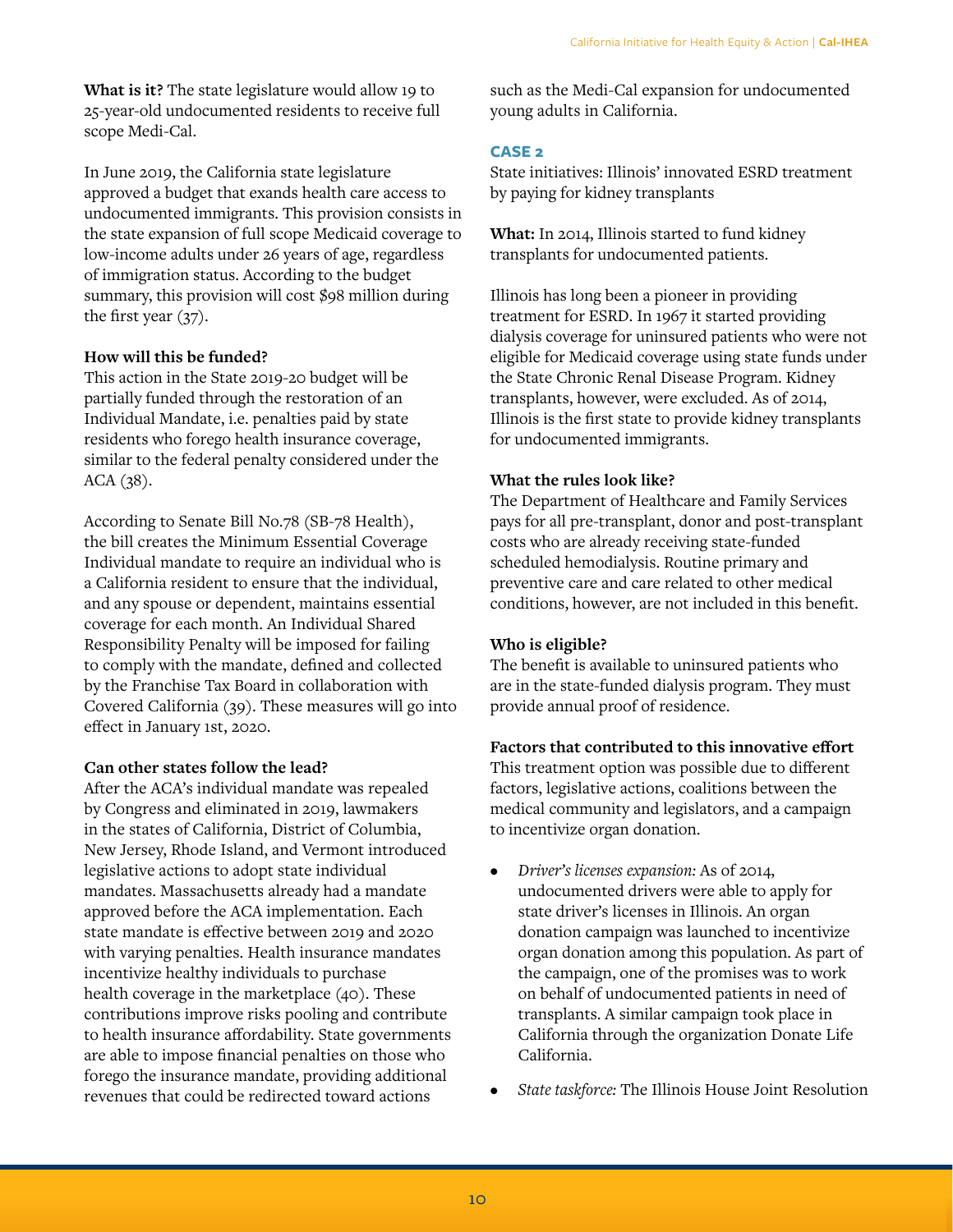**What is it?** The state legislature would allow 19 to 25-year-old undocumented residents to receive full scope Medi-Cal.

In June 2019, the California state legislature approved a budget that exands health care access to undocumented immigrants. This provision consists in the state expansion of full scope Medicaid coverage to low-income adults under 26 years of age, regardless of immigration status. According to the budget summary, this provision will cost $98 million during the first year (37).

**How will this be funded?**

This action in the State 2019-20 budget will be partially funded through the restoration of an Individual Mandate, i.e. penalties paid by state residents who forego health insurance coverage, similar to the federal penalty considered under the ACA (38).

According to Senate Bill No.78 (SB-78 Health), the bill creates the Minimum Essential Coverage Individual mandate to require an individual who is a California resident to ensure that the individual, and any spouse or dependent, maintains essential coverage for each month. An Individual Shared Responsibility Penalty will be imposed for failing to comply with the mandate, defined and collected by the Franchise Tax Board in collaboration with Covered California (39). These measures will go into effect in January 1st, 2020.

**Can other states follow the lead?**

After the ACA's individual mandate was repealed by Congress and eliminated in 2019, lawmakers in the states of California, District of Columbia, New Jersey, Rhode Island, and Vermont introduced legislative actions to adopt state individual mandates. Massachusetts already had a mandate approved before the ACA implementation. Each state mandate is effective between 2019 and 2020 with varying penalties. Health insurance mandates incentivize healthy individuals to purchase health coverage in the marketplace (40). These contributions improve risks pooling and contribute to health insurance affordability. State governments are able to impose financial penalties on those who forego the insurance mandate, providing additional revenues that could be redirected toward actions such as the Medi-Cal expansion for undocumented young adults in California.

### CASE 2

State initiatives: Illinois' innovated ESRD treatment by paying for kidney transplants

**What:** In 2014, Illinois started to fund kidney transplants for undocumented patients.

Illinois has long been a pioneer in providing treatment for ESRD. In 1967 it started providing dialysis coverage for uninsured patients who were not eligible for Medicaid coverage using state funds under the State Chronic Renal Disease Program. Kidney transplants, however, were excluded. As of 2014, Illinois is the first state to provide kidney transplants for undocumented immigrants.

**What the rules look like?**

The Department of Healthcare and Family Services pays for all pre-transplant, donor and post-transplant costs who are already receiving state-funded scheduled hemodialysis. Routine primary and preventive care and care related to other medical conditions, however, are not included in this benefit.

**Who is eligible?**

The benefit is available to uninsured patients who are in the state-funded dialysis program. They must provide annual proof of residence.

**Factors that contributed to this innovative effort**

This treatment option was possible due to different factors, legislative actions, coalitions between the medical community and legislators, and a campaign to incentivize organ donation.

- *Driver's licenses expansion:* As of 2014, undocumented drivers were able to apply for state driver's licenses in Illinois. An organ donation campaign was launched to incentivize organ donation among this population. As part of the campaign, one of the promises was to work on behalf of undocumented patients in need of transplants. A similar campaign took place in California through the organization Donate Life California.
- *State taskforce:* The Illinois House Joint Resolution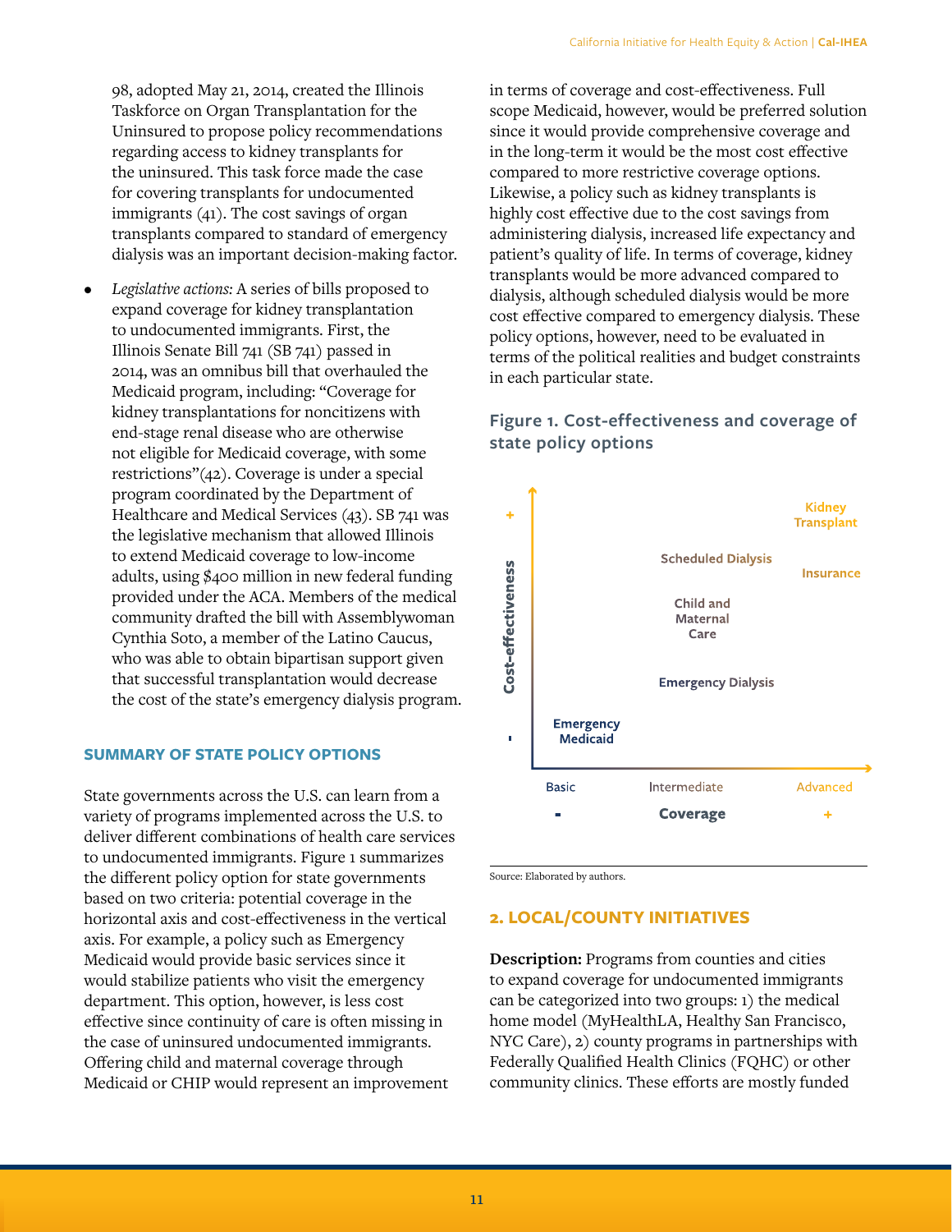98, adopted May 21, 2014, created the Illinois Taskforce on Organ Transplantation for the Uninsured to propose policy recommendations regarding access to kidney transplants for the uninsured. This task force made the case for covering transplants for undocumented immigrants (41). The cost savings of organ transplants compared to standard of emergency dialysis was an important decision-making factor.

- *Legislative actions:* A series of bills proposed to expand coverage for kidney transplantation to undocumented immigrants. First, the Illinois Senate Bill 741 (SB 741) passed in 2014, was an omnibus bill that overhauled the Medicaid program, including: "Coverage for kidney transplantations for noncitizens with end-stage renal disease who are otherwise not eligible for Medicaid coverage, with some restrictions"(42). Coverage is under a special program coordinated by the Department of Healthcare and Medical Services (43). SB 741 was the legislative mechanism that allowed Illinois to extend Medicaid coverage to low-income adults, using $400 million in new federal funding provided under the ACA. Members of the medical community drafted the bill with Assemblywoman Cynthia Soto, a member of the Latino Caucus, who was able to obtain bipartisan support given that successful transplantation would decrease the cost of the state's emergency dialysis program.

### SUMMARY OF STATE POLICY OPTIONS

State governments across the U.S. can learn from a variety of programs implemented across the U.S. to deliver different combinations of health care services to undocumented immigrants. Figure 1 summarizes the different policy option for state governments based on two criteria: potential coverage in the horizontal axis and cost-effectiveness in the vertical axis. For example, a policy such as Emergency Medicaid would provide basic services since it would stabilize patients who visit the emergency department. This option, however, is less cost effective since continuity of care is often missing in the case of uninsured undocumented immigrants. Offering child and maternal coverage through Medicaid or CHIP would represent an improvement in terms of coverage and cost-effectiveness. Full scope Medicaid, however, would be preferred solution since it would provide comprehensive coverage and in the long-term it would be the most cost effective compared to more restrictive coverage options. Likewise, a policy such as kidney transplants is highly cost effective due to the cost savings from administering dialysis, increased life expectancy and patient's quality of life. In terms of coverage, kidney transplants would be more advanced compared to dialysis, although scheduled dialysis would be more cost effective compared to emergency dialysis. These policy options, however, need to be evaluated in terms of the political realities and budget constraints in each particular state.

**Figure 1. Cost-effectiveness and coverage of state policy options**

Cost-effectiveness (vertical axis, - to +); Coverage (horizontal axis: Basic, Intermediate, Advanced; - to +)

- Emergency Medicaid (Basic coverage, low cost-effectiveness)
- Emergency Dialysis (Intermediate)
- Child and Maternal Care (Intermediate)
- Scheduled Dialysis (Intermediate)
- Insurance (Advanced)
- Kidney Transplant (Advanced, high cost-effectiveness)

Source: Elaborated by authors.

## 2. LOCAL/COUNTY INITIATIVES

**Description:** Programs from counties and cities to expand coverage for undocumented immigrants can be categorized into two groups: 1) the medical home model (MyHealthLA, Healthy San Francisco, NYC Care), 2) county programs in partnerships with Federally Qualified Health Clinics (FQHC) or other community clinics. These efforts are mostly funded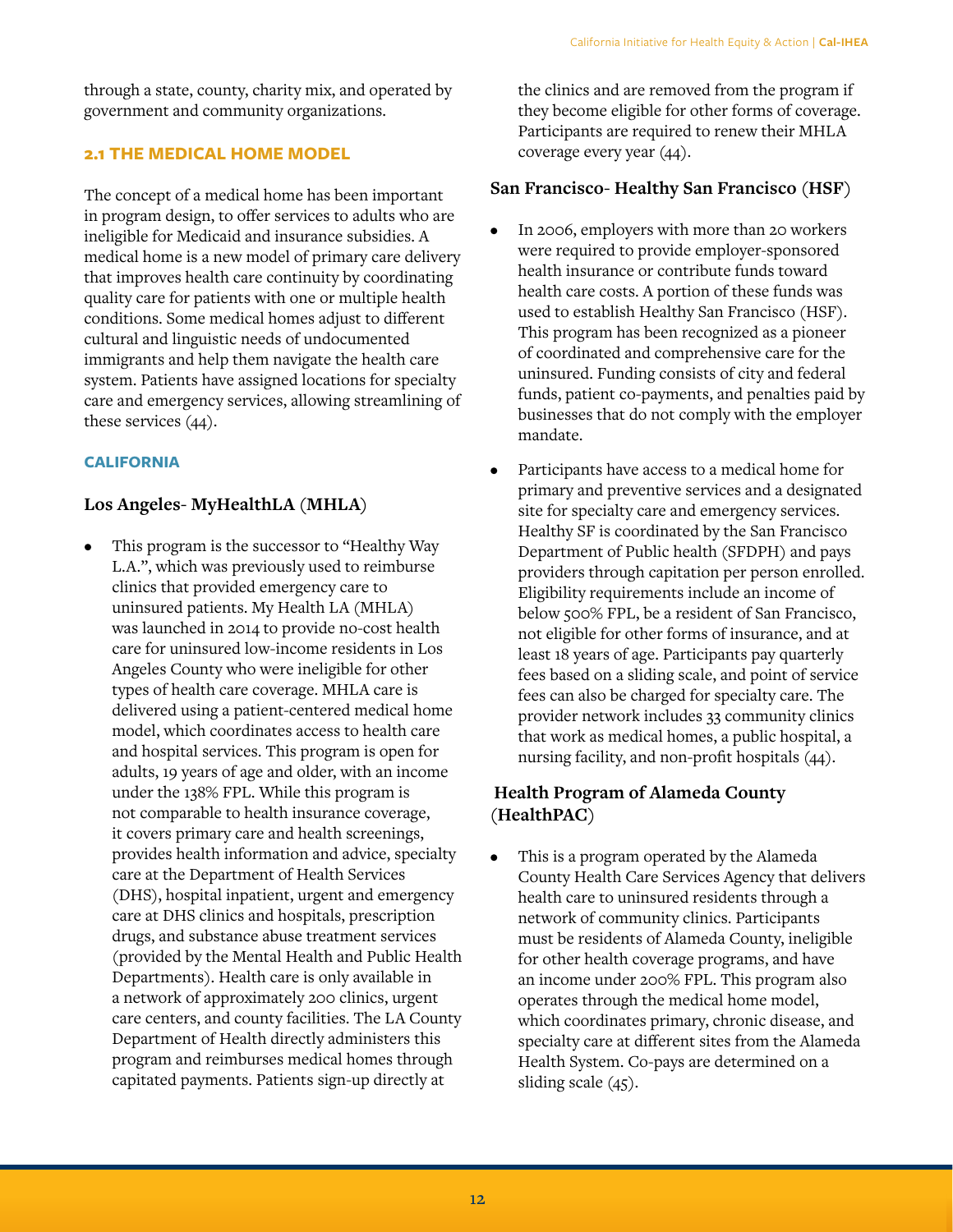through a state, county, charity mix, and operated by government and community organizations.

## 2.1 THE MEDICAL HOME MODEL

The concept of a medical home has been important in program design, to offer services to adults who are ineligible for Medicaid and insurance subsidies. A medical home is a new model of primary care delivery that improves health care continuity by coordinating quality care for patients with one or multiple health conditions. Some medical homes adjust to different cultural and linguistic needs of undocumented immigrants and help them navigate the health care system. Patients have assigned locations for specialty care and emergency services, allowing streamlining of these services (44).

### CALIFORNIA

#### Los Angeles- MyHealthLA (MHLA)

- This program is the successor to "Healthy Way L.A.", which was previously used to reimburse clinics that provided emergency care to uninsured patients. My Health LA (MHLA) was launched in 2014 to provide no-cost health care for uninsured low-income residents in Los Angeles County who were ineligible for other types of health care coverage. MHLA care is delivered using a patient-centered medical home model, which coordinates access to health care and hospital services. This program is open for adults, 19 years of age and older, with an income under the 138% FPL. While this program is not comparable to health insurance coverage, it covers primary care and health screenings, provides health information and advice, specialty care at the Department of Health Services (DHS), hospital inpatient, urgent and emergency care at DHS clinics and hospitals, prescription drugs, and substance abuse treatment services (provided by the Mental Health and Public Health Departments). Health care is only available in a network of approximately 200 clinics, urgent care centers, and county facilities. The LA County Department of Health directly administers this program and reimburses medical homes through capitated payments. Patients sign-up directly at the clinics and are removed from the program if they become eligible for other forms of coverage. Participants are required to renew their MHLA coverage every year (44).

#### San Francisco- Healthy San Francisco (HSF)

- In 2006, employers with more than 20 workers were required to provide employer-sponsored health insurance or contribute funds toward health care costs. A portion of these funds was used to establish Healthy San Francisco (HSF). This program has been recognized as a pioneer of coordinated and comprehensive care for the uninsured. Funding consists of city and federal funds, patient co-payments, and penalties paid by businesses that do not comply with the employer mandate.
- Participants have access to a medical home for primary and preventive services and a designated site for specialty care and emergency services. Healthy SF is coordinated by the San Francisco Department of Public health (SFDPH) and pays providers through capitation per person enrolled. Eligibility requirements include an income of below 500% FPL, be a resident of San Francisco, not eligible for other forms of insurance, and at least 18 years of age. Participants pay quarterly fees based on a sliding scale, and point of service fees can also be charged for specialty care. The provider network includes 33 community clinics that work as medical homes, a public hospital, a nursing facility, and non-profit hospitals (44).

#### Health Program of Alameda County (HealthPAC)

- This is a program operated by the Alameda County Health Care Services Agency that delivers health care to uninsured residents through a network of community clinics. Participants must be residents of Alameda County, ineligible for other health coverage programs, and have an income under 200% FPL. This program also operates through the medical home model, which coordinates primary, chronic disease, and specialty care at different sites from the Alameda Health System. Co-pays are determined on a sliding scale (45).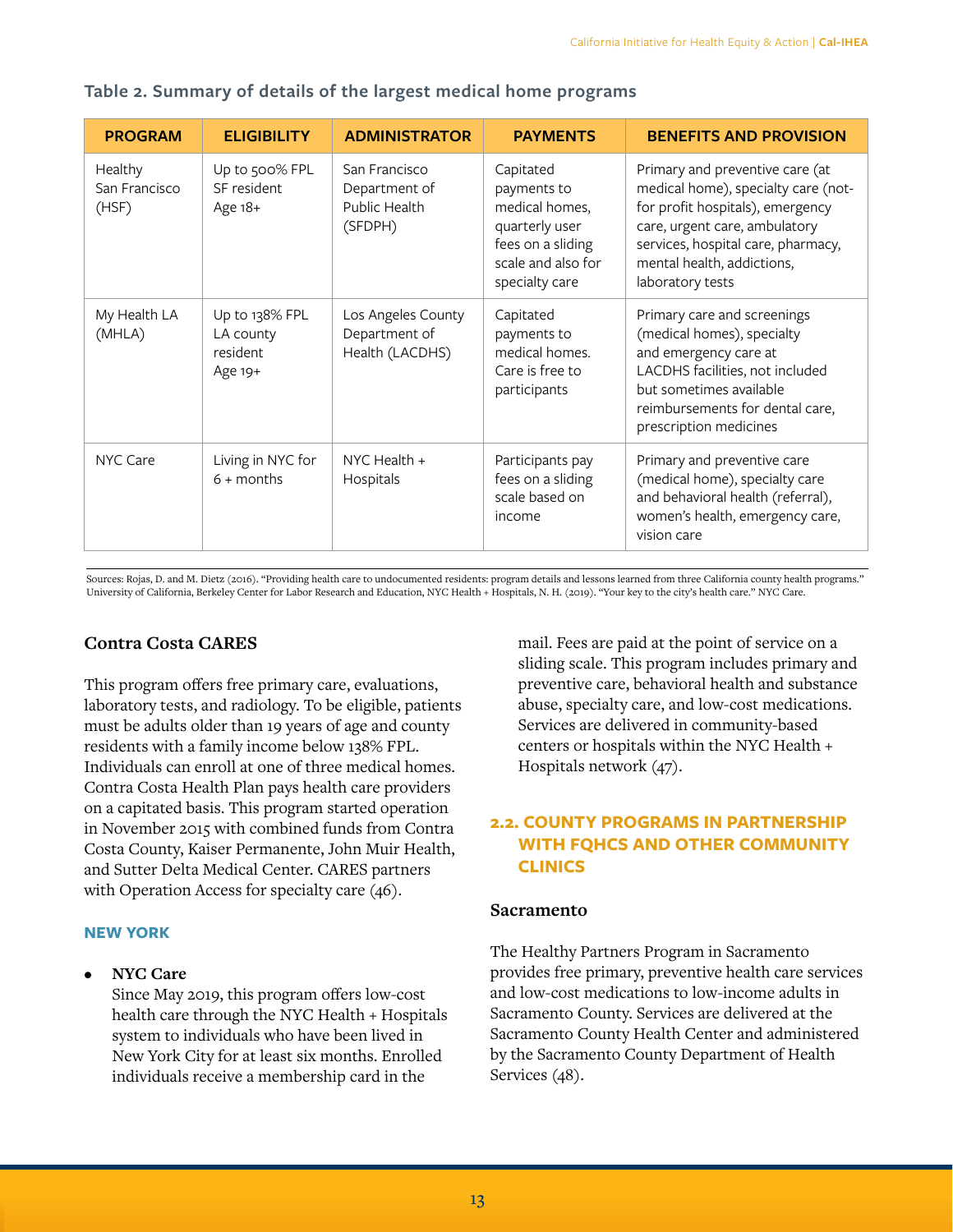**Table 2. Summary of details of the largest medical home programs**

| PROGRAM | ELIGIBILITY | ADMINISTRATOR | PAYMENTS | BENEFITS AND PROVISION |
| --- | --- | --- | --- | --- |
| Healthy San Francisco (HSF) | Up to 500% FPL SF resident Age 18+ | San Francisco Department of Public Health (SFDPH) | Capitated payments to medical homes, quarterly user fees on a sliding scale and also for specialty care | Primary and preventive care (at medical home), specialty care (not-for profit hospitals), emergency care, urgent care, ambulatory services, hospital care, pharmacy, mental health, addictions, laboratory tests |
| My Health LA (MHLA) | Up to 138% FPL LA county resident Age 19+ | Los Angeles County Department of Health (LACDHS) | Capitated payments to medical homes. Care is free to participants | Primary care and screenings (medical homes), specialty and emergency care at LACDHS facilities, not included but sometimes available reimbursements for dental care, prescription medicines |
| NYC Care | Living in NYC for 6 + months | NYC Health + Hospitals | Participants pay fees on a sliding scale based on income | Primary and preventive care (medical home), specialty care and behavioral health (referral), women's health, emergency care, vision care |

Sources: Rojas, D. and M. Dietz (2016). "Providing health care to undocumented residents: program details and lessons learned from three California county health programs." University of California, Berkeley Center for Labor Research and Education, NYC Health + Hospitals, N. H. (2019). "Your key to the city's health care." NYC Care.

### Contra Costa CARES

This program offers free primary care, evaluations, laboratory tests, and radiology. To be eligible, patients must be adults older than 19 years of age and county residents with a family income below 138% FPL. Individuals can enroll at one of three medical homes. Contra Costa Health Plan pays health care providers on a capitated basis. This program started operation in November 2015 with combined funds from Contra Costa County, Kaiser Permanente, John Muir Health, and Sutter Delta Medical Center. CARES partners with Operation Access for specialty care (46).

#### NEW YORK

- **NYC Care**
  Since May 2019, this program offers low-cost health care through the NYC Health + Hospitals system to individuals who have been lived in New York City for at least six months. Enrolled individuals receive a membership card in the mail. Fees are paid at the point of service on a sliding scale. This program includes primary and preventive care, behavioral health and substance abuse, specialty care, and low-cost medications. Services are delivered in community-based centers or hospitals within the NYC Health + Hospitals network (47).

## 2.2. COUNTY PROGRAMS IN PARTNERSHIP WITH FQHCS AND OTHER COMMUNITY CLINICS

### Sacramento

The Healthy Partners Program in Sacramento provides free primary, preventive health care services and low-cost medications to low-income adults in Sacramento County. Services are delivered at the Sacramento County Health Center and administered by the Sacramento County Department of Health Services (48).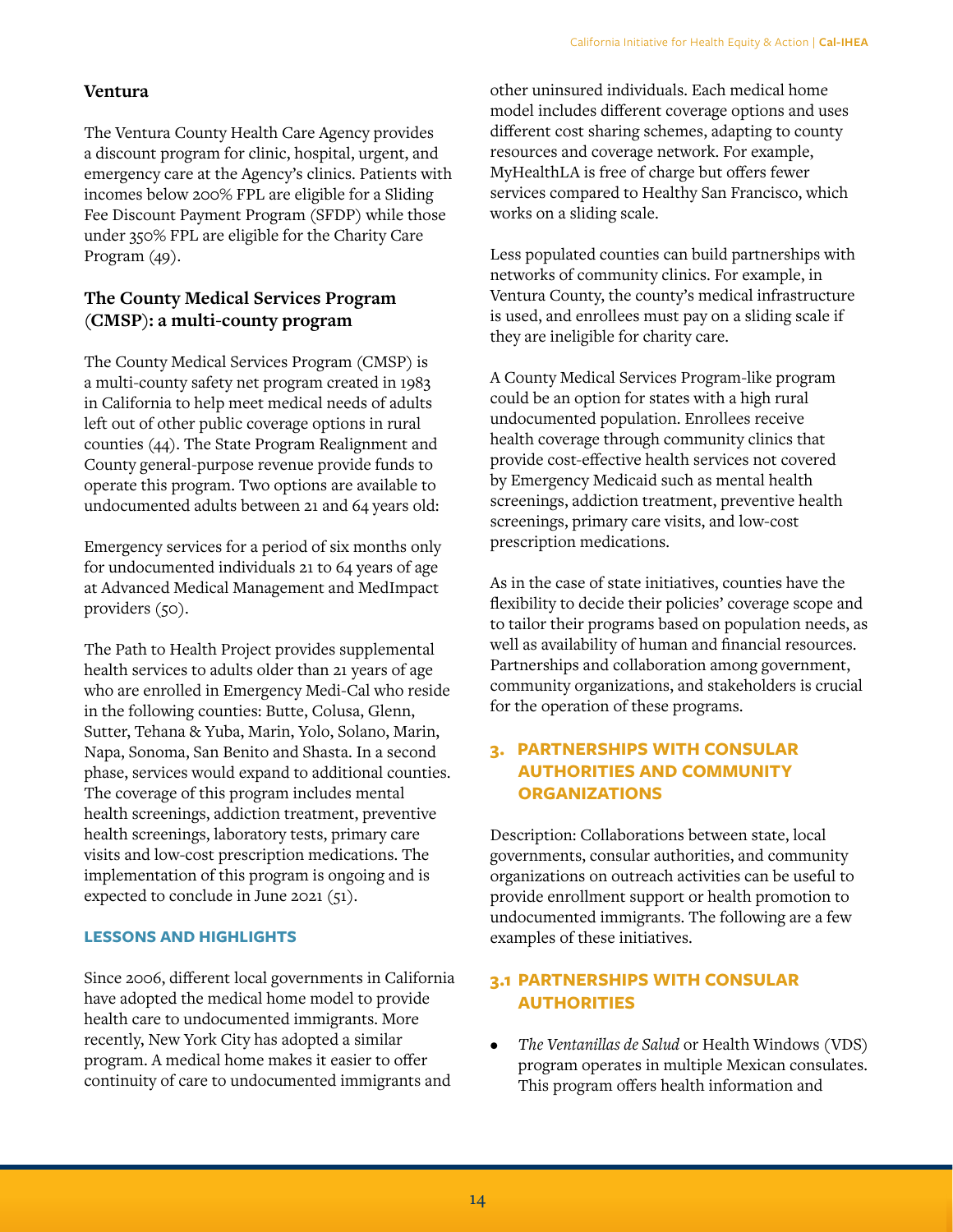### Ventura

The Ventura County Health Care Agency provides a discount program for clinic, hospital, urgent, and emergency care at the Agency's clinics. Patients with incomes below 200% FPL are eligible for a Sliding Fee Discount Payment Program (SFDP) while those under 350% FPL are eligible for the Charity Care Program (49).

### The County Medical Services Program (CMSP): a multi-county program

The County Medical Services Program (CMSP) is a multi-county safety net program created in 1983 in California to help meet medical needs of adults left out of other public coverage options in rural counties (44). The State Program Realignment and County general-purpose revenue provide funds to operate this program. Two options are available to undocumented adults between 21 and 64 years old:

Emergency services for a period of six months only for undocumented individuals 21 to 64 years of age at Advanced Medical Management and MedImpact providers (50).

The Path to Health Project provides supplemental health services to adults older than 21 years of age who are enrolled in Emergency Medi-Cal who reside in the following counties: Butte, Colusa, Glenn, Sutter, Tehana & Yuba, Marin, Yolo, Solano, Marin, Napa, Sonoma, San Benito and Shasta. In a second phase, services would expand to additional counties. The coverage of this program includes mental health screenings, addiction treatment, preventive health screenings, laboratory tests, primary care visits and low-cost prescription medications. The implementation of this program is ongoing and is expected to conclude in June 2021 (51).

#### LESSONS AND HIGHLIGHTS

Since 2006, different local governments in California have adopted the medical home model to provide health care to undocumented immigrants. More recently, New York City has adopted a similar program. A medical home makes it easier to offer continuity of care to undocumented immigrants and other uninsured individuals. Each medical home model includes different coverage options and uses different cost sharing schemes, adapting to county resources and coverage network. For example, MyHealthLA is free of charge but offers fewer services compared to Healthy San Francisco, which works on a sliding scale.

Less populated counties can build partnerships with networks of community clinics. For example, in Ventura County, the county's medical infrastructure is used, and enrollees must pay on a sliding scale if they are ineligible for charity care.

A County Medical Services Program-like program could be an option for states with a high rural undocumented population. Enrollees receive health coverage through community clinics that provide cost-effective health services not covered by Emergency Medicaid such as mental health screenings, addiction treatment, preventive health screenings, primary care visits, and low-cost prescription medications.

As in the case of state initiatives, counties have the flexibility to decide their policies' coverage scope and to tailor their programs based on population needs, as well as availability of human and financial resources. Partnerships and collaboration among government, community organizations, and stakeholders is crucial for the operation of these programs.

## 3. PARTNERSHIPS WITH CONSULAR AUTHORITIES AND COMMUNITY ORGANIZATIONS

Description: Collaborations between state, local governments, consular authorities, and community organizations on outreach activities can be useful to provide enrollment support or health promotion to undocumented immigrants. The following are a few examples of these initiatives.

### 3.1 PARTNERSHIPS WITH CONSULAR AUTHORITIES

- *The Ventanillas de Salud* or Health Windows (VDS) program operates in multiple Mexican consulates. This program offers health information and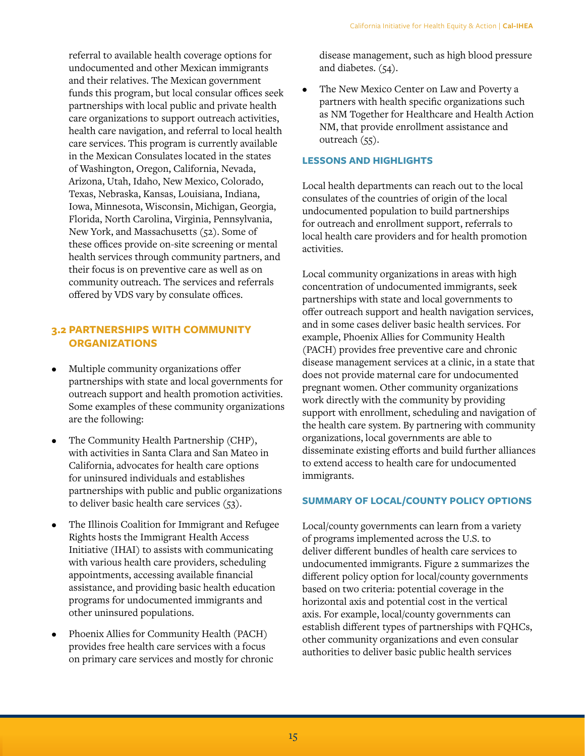referral to available health coverage options for undocumented and other Mexican immigrants and their relatives. The Mexican government funds this program, but local consular offices seek partnerships with local public and private health care organizations to support outreach activities, health care navigation, and referral to local health care services. This program is currently available in the Mexican Consulates located in the states of Washington, Oregon, California, Nevada, Arizona, Utah, Idaho, New Mexico, Colorado, Texas, Nebraska, Kansas, Louisiana, Indiana, Iowa, Minnesota, Wisconsin, Michigan, Georgia, Florida, North Carolina, Virginia, Pennsylvania, New York, and Massachusetts (52). Some of these offices provide on-site screening or mental health services through community partners, and their focus is on preventive care as well as on community outreach. The services and referrals offered by VDS vary by consulate offices.

## 3.2 PARTNERSHIPS WITH COMMUNITY ORGANIZATIONS

- Multiple community organizations offer partnerships with state and local governments for outreach support and health promotion activities. Some examples of these community organizations are the following:
- The Community Health Partnership (CHP), with activities in Santa Clara and San Mateo in California, advocates for health care options for uninsured individuals and establishes partnerships with public and public organizations to deliver basic health care services (53).
- The Illinois Coalition for Immigrant and Refugee Rights hosts the Immigrant Health Access Initiative (IHAI) to assists with communicating with various health care providers, scheduling appointments, accessing available financial assistance, and providing basic health education programs for undocumented immigrants and other uninsured populations.
- Phoenix Allies for Community Health (PACH) provides free health care services with a focus on primary care services and mostly for chronic disease management, such as high blood pressure and diabetes. (54).
- The New Mexico Center on Law and Poverty a partners with health specific organizations such as NM Together for Healthcare and Health Action NM, that provide enrollment assistance and outreach (55).

### LESSONS AND HIGHLIGHTS

Local health departments can reach out to the local consulates of the countries of origin of the local undocumented population to build partnerships for outreach and enrollment support, referrals to local health care providers and for health promotion activities.

Local community organizations in areas with high concentration of undocumented immigrants, seek partnerships with state and local governments to offer outreach support and health navigation services, and in some cases deliver basic health services. For example, Phoenix Allies for Community Health (PACH) provides free preventive care and chronic disease management services at a clinic, in a state that does not provide maternal care for undocumented pregnant women. Other community organizations work directly with the community by providing support with enrollment, scheduling and navigation of the health care system. By partnering with community organizations, local governments are able to disseminate existing efforts and build further alliances to extend access to health care for undocumented immigrants.

### SUMMARY OF LOCAL/COUNTY POLICY OPTIONS

Local/county governments can learn from a variety of programs implemented across the U.S. to deliver different bundles of health care services to undocumented immigrants. Figure 2 summarizes the different policy option for local/county governments based on two criteria: potential coverage in the horizontal axis and potential cost in the vertical axis. For example, local/county governments can establish different types of partnerships with FQHCs, other community organizations and even consular authorities to deliver basic public health services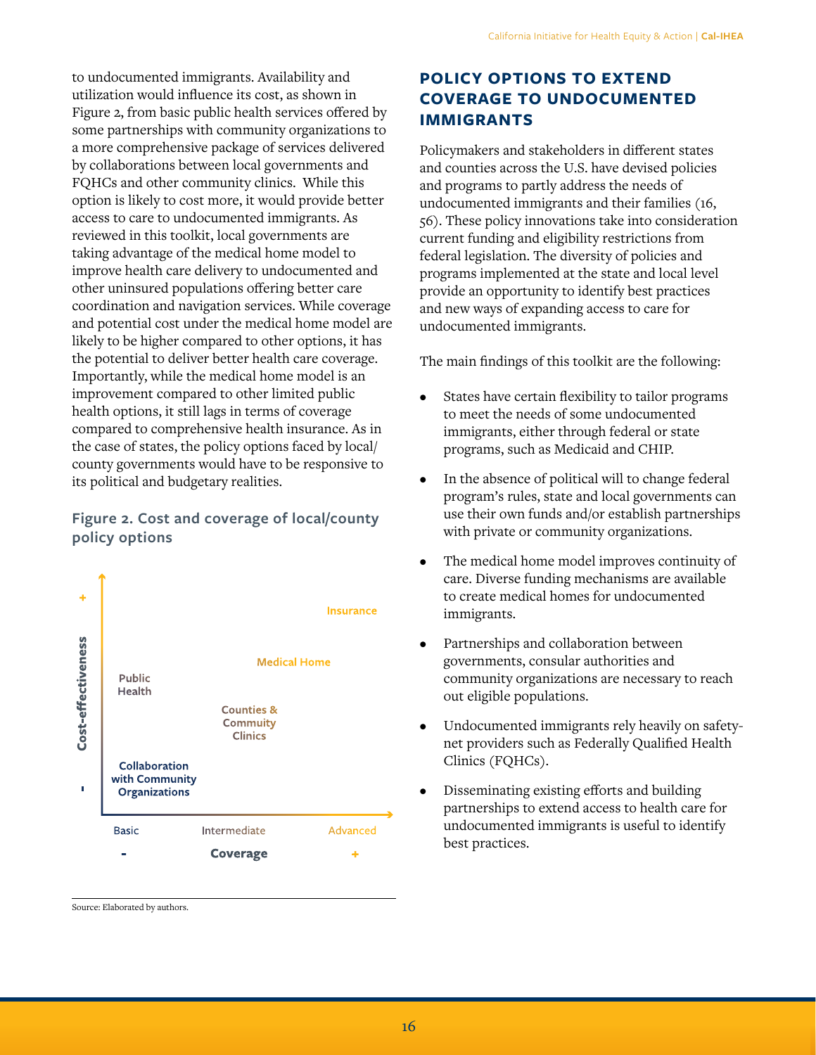to undocumented immigrants. Availability and utilization would influence its cost, as shown in Figure 2, from basic public health services offered by some partnerships with community organizations to a more comprehensive package of services delivered by collaborations between local governments and FQHCs and other community clinics. While this option is likely to cost more, it would provide better access to care to undocumented immigrants. As reviewed in this toolkit, local governments are taking advantage of the medical home model to improve health care delivery to undocumented and other uninsured populations offering better care coordination and navigation services. While coverage and potential cost under the medical home model are likely to be higher compared to other options, it has the potential to deliver better health care coverage. Importantly, while the medical home model is an improvement compared to other limited public health options, it still lags in terms of coverage compared to comprehensive health insurance. As in the case of states, the policy options faced by local/county governments would have to be responsive to its political and budgetary realities.

**Figure 2. Cost and coverage of local/county policy options**

Cost-effectiveness (+ / -)

Insurance

Medical Home

Public Health

Counties & Commuity Clinics

Collaboration with Community Organizations

Basic — Intermediate — Advanced

Coverage (- / +)

Source: Elaborated by authors.

## POLICY OPTIONS TO EXTEND COVERAGE TO UNDOCUMENTED IMMIGRANTS

Policymakers and stakeholders in different states and counties across the U.S. have devised policies and programs to partly address the needs of undocumented immigrants and their families (16, 56). These policy innovations take into consideration current funding and eligibility restrictions from federal legislation. The diversity of policies and programs implemented at the state and local level provide an opportunity to identify best practices and new ways of expanding access to care for undocumented immigrants.

The main findings of this toolkit are the following:

- States have certain flexibility to tailor programs to meet the needs of some undocumented immigrants, either through federal or state programs, such as Medicaid and CHIP.
- In the absence of political will to change federal program's rules, state and local governments can use their own funds and/or establish partnerships with private or community organizations.
- The medical home model improves continuity of care. Diverse funding mechanisms are available to create medical homes for undocumented immigrants.
- Partnerships and collaboration between governments, consular authorities and community organizations are necessary to reach out eligible populations.
- Undocumented immigrants rely heavily on safety-net providers such as Federally Qualified Health Clinics (FQHCs).
- Disseminating existing efforts and building partnerships to extend access to health care for undocumented immigrants is useful to identify best practices.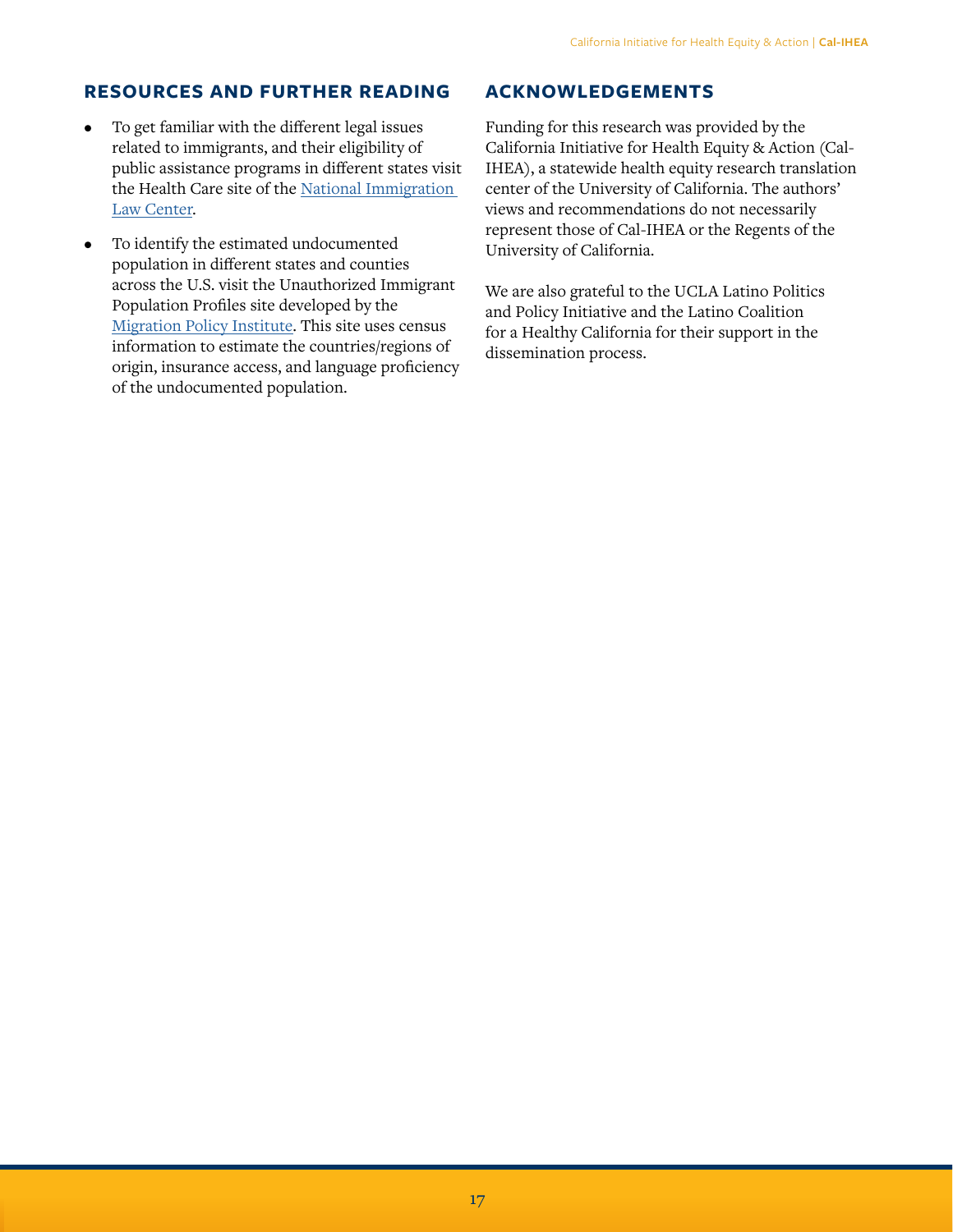## RESOURCES AND FURTHER READING

- To get familiar with the different legal issues related to immigrants, and their eligibility of public assistance programs in different states visit the Health Care site of the National Immigration Law Center.
- To identify the estimated undocumented population in different states and counties across the U.S. visit the Unauthorized Immigrant Population Profiles site developed by the Migration Policy Institute. This site uses census information to estimate the countries/regions of origin, insurance access, and language proficiency of the undocumented population.

## ACKNOWLEDGEMENTS

Funding for this research was provided by the California Initiative for Health Equity & Action (Cal-IHEA), a statewide health equity research translation center of the University of California. The authors' views and recommendations do not necessarily represent those of Cal-IHEA or the Regents of the University of California.

We are also grateful to the UCLA Latino Politics and Policy Initiative and the Latino Coalition for a Healthy California for their support in the dissemination process.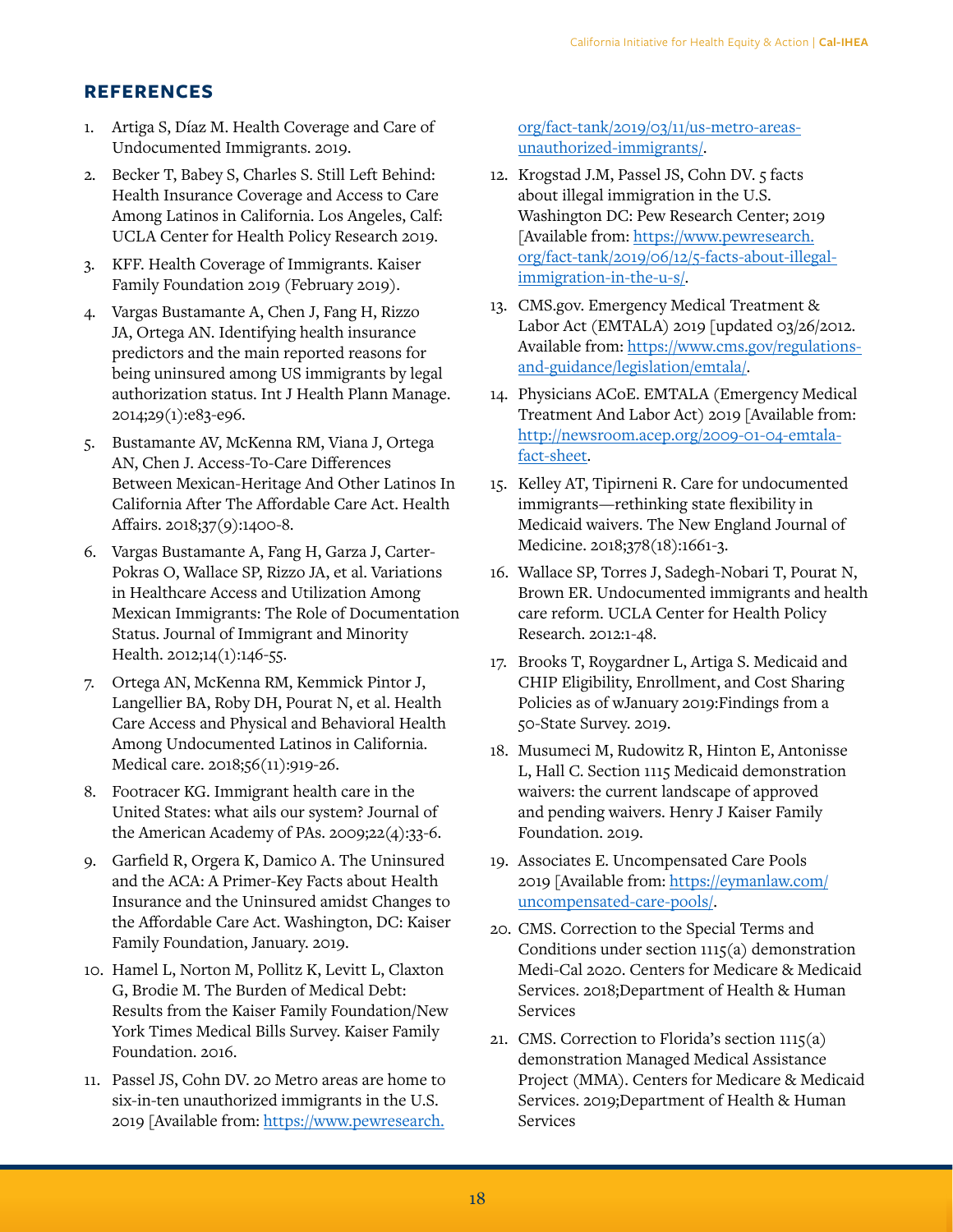## REFERENCES

1. Artiga S, Díaz M. Health Coverage and Care of Undocumented Immigrants. 2019.
2. Becker T, Babey S, Charles S. Still Left Behind: Health Insurance Coverage and Access to Care Among Latinos in California. Los Angeles, Calf: UCLA Center for Health Policy Research 2019.
3. KFF. Health Coverage of Immigrants. Kaiser Family Foundation 2019 (February 2019).
4. Vargas Bustamante A, Chen J, Fang H, Rizzo JA, Ortega AN. Identifying health insurance predictors and the main reported reasons for being uninsured among US immigrants by legal authorization status. Int J Health Plann Manage. 2014;29(1):e83-e96.
5. Bustamante AV, McKenna RM, Viana J, Ortega AN, Chen J. Access-To-Care Differences Between Mexican-Heritage And Other Latinos In California After The Affordable Care Act. Health Affairs. 2018;37(9):1400-8.
6. Vargas Bustamante A, Fang H, Garza J, Carter-Pokras O, Wallace SP, Rizzo JA, et al. Variations in Healthcare Access and Utilization Among Mexican Immigrants: The Role of Documentation Status. Journal of Immigrant and Minority Health. 2012;14(1):146-55.
7. Ortega AN, McKenna RM, Kemmick Pintor J, Langellier BA, Roby DH, Pourat N, et al. Health Care Access and Physical and Behavioral Health Among Undocumented Latinos in California. Medical care. 2018;56(11):919-26.
8. Footracer KG. Immigrant health care in the United States: what ails our system? Journal of the American Academy of PAs. 2009;22(4):33-6.
9. Garfield R, Orgera K, Damico A. The Uninsured and the ACA: A Primer-Key Facts about Health Insurance and the Uninsured amidst Changes to the Affordable Care Act. Washington, DC: Kaiser Family Foundation, January. 2019.
10. Hamel L, Norton M, Pollitz K, Levitt L, Claxton G, Brodie M. The Burden of Medical Debt: Results from the Kaiser Family Foundation/New York Times Medical Bills Survey. Kaiser Family Foundation. 2016.
11. Passel JS, Cohn DV. 20 Metro areas are home to six-in-ten unauthorized immigrants in the U.S. 2019 [Available from: https://www.pewresearch.org/fact-tank/2019/03/11/us-metro-areas-unauthorized-immigrants/.
12. Krogstad J.M, Passel JS, Cohn DV. 5 facts about illegal immigration in the U.S. Washington DC: Pew Research Center; 2019 [Available from: https://www.pewresearch.org/fact-tank/2019/06/12/5-facts-about-illegal-immigration-in-the-u-s/.
13. CMS.gov. Emergency Medical Treatment & Labor Act (EMTALA) 2019 [updated 03/26/2012. Available from: https://www.cms.gov/regulations-and-guidance/legislation/emtala/.
14. Physicians ACoE. EMTALA (Emergency Medical Treatment And Labor Act) 2019 [Available from: http://newsroom.acep.org/2009-01-04-emtala-fact-sheet.
15. Kelley AT, Tipirneni R. Care for undocumented immigrants—rethinking state flexibility in Medicaid waivers. The New England Journal of Medicine. 2018;378(18):1661-3.
16. Wallace SP, Torres J, Sadegh-Nobari T, Pourat N, Brown ER. Undocumented immigrants and health care reform. UCLA Center for Health Policy Research. 2012:1-48.
17. Brooks T, Roygardner L, Artiga S. Medicaid and CHIP Eligibility, Enrollment, and Cost Sharing Policies as of wJanuary 2019:Findings from a 50-State Survey. 2019.
18. Musumeci M, Rudowitz R, Hinton E, Antonisse L, Hall C. Section 1115 Medicaid demonstration waivers: the current landscape of approved and pending waivers. Henry J Kaiser Family Foundation. 2019.
19. Associates E. Uncompensated Care Pools 2019 [Available from: https://eymanlaw.com/uncompensated-care-pools/.
20. CMS. Correction to the Special Terms and Conditions under section 1115(a) demonstration Medi-Cal 2020. Centers for Medicare & Medicaid Services. 2018;Department of Health & Human Services
21. CMS. Correction to Florida's section 1115(a) demonstration Managed Medical Assistance Project (MMA). Centers for Medicare & Medicaid Services. 2019;Department of Health & Human Services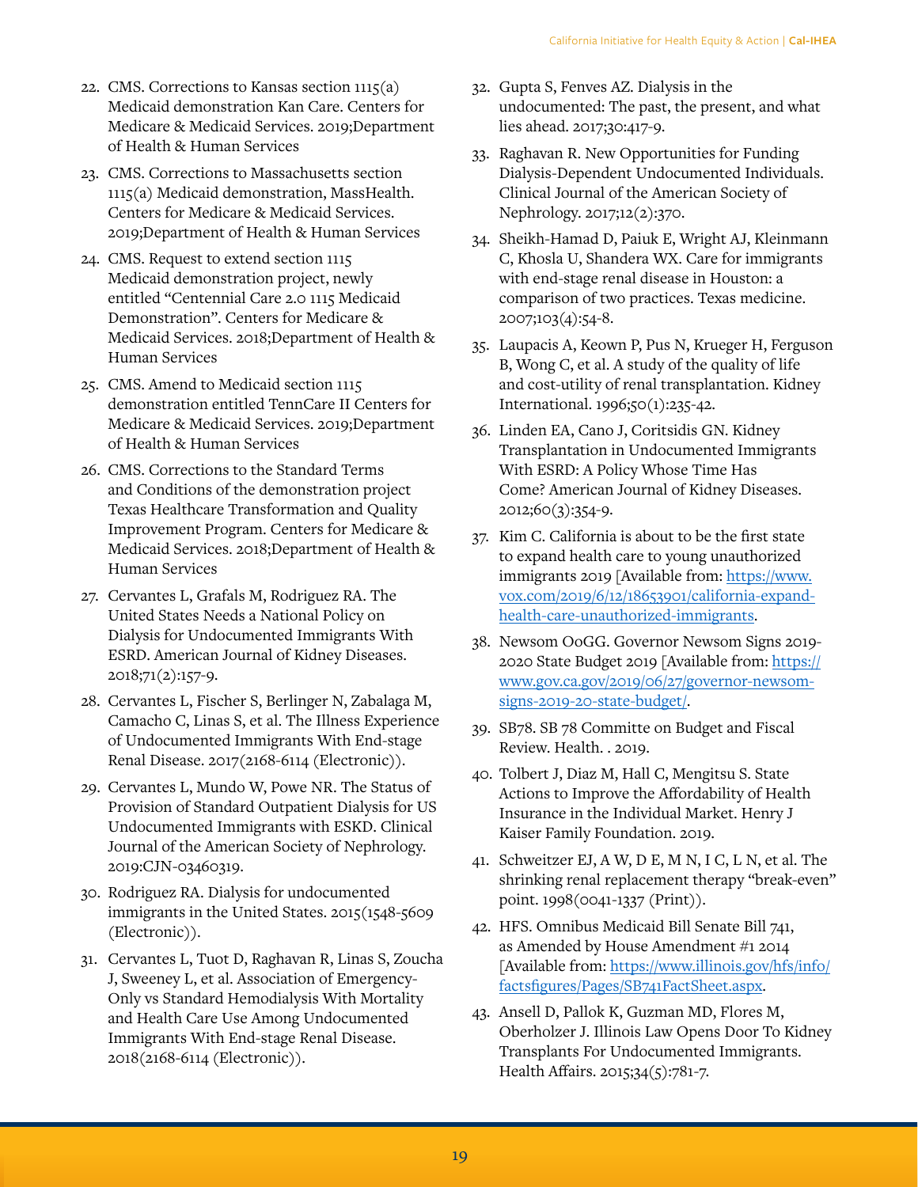22. CMS. Corrections to Kansas section 1115(a) Medicaid demonstration Kan Care. Centers for Medicare & Medicaid Services. 2019;Department of Health & Human Services
23. CMS. Corrections to Massachusetts section 1115(a) Medicaid demonstration, MassHealth. Centers for Medicare & Medicaid Services. 2019;Department of Health & Human Services
24. CMS. Request to extend section 1115 Medicaid demonstration project, newly entitled "Centennial Care 2.0 1115 Medicaid Demonstration". Centers for Medicare & Medicaid Services. 2018;Department of Health & Human Services
25. CMS. Amend to Medicaid section 1115 demonstration entitled TennCare II Centers for Medicare & Medicaid Services. 2019;Department of Health & Human Services
26. CMS. Corrections to the Standard Terms and Conditions of the demonstration project Texas Healthcare Transformation and Quality Improvement Program. Centers for Medicare & Medicaid Services. 2018;Department of Health & Human Services
27. Cervantes L, Grafals M, Rodriguez RA. The United States Needs a National Policy on Dialysis for Undocumented Immigrants With ESRD. American Journal of Kidney Diseases. 2018;71(2):157-9.
28. Cervantes L, Fischer S, Berlinger N, Zabalaga M, Camacho C, Linas S, et al. The Illness Experience of Undocumented Immigrants With End-stage Renal Disease. 2017(2168-6114 (Electronic)).
29. Cervantes L, Mundo W, Powe NR. The Status of Provision of Standard Outpatient Dialysis for US Undocumented Immigrants with ESKD. Clinical Journal of the American Society of Nephrology. 2019:CJN-03460319.
30. Rodriguez RA. Dialysis for undocumented immigrants in the United States. 2015(1548-5609 (Electronic)).
31. Cervantes L, Tuot D, Raghavan R, Linas S, Zoucha J, Sweeney L, et al. Association of Emergency-Only vs Standard Hemodialysis With Mortality and Health Care Use Among Undocumented Immigrants With End-stage Renal Disease. 2018(2168-6114 (Electronic)).
32. Gupta S, Fenves AZ. Dialysis in the undocumented: The past, the present, and what lies ahead. 2017;30:417-9.
33. Raghavan R. New Opportunities for Funding Dialysis-Dependent Undocumented Individuals. Clinical Journal of the American Society of Nephrology. 2017;12(2):370.
34. Sheikh-Hamad D, Paiuk E, Wright AJ, Kleinmann C, Khosla U, Shandera WX. Care for immigrants with end-stage renal disease in Houston: a comparison of two practices. Texas medicine. 2007;103(4):54-8.
35. Laupacis A, Keown P, Pus N, Krueger H, Ferguson B, Wong C, et al. A study of the quality of life and cost-utility of renal transplantation. Kidney International. 1996;50(1):235-42.
36. Linden EA, Cano J, Coritsidis GN. Kidney Transplantation in Undocumented Immigrants With ESRD: A Policy Whose Time Has Come? American Journal of Kidney Diseases. 2012;60(3):354-9.
37. Kim C. California is about to be the first state to expand health care to young unauthorized immigrants 2019 [Available from: https://www.vox.com/2019/6/12/18653901/california-expand-health-care-unauthorized-immigrants.
38. Newsom OoGG. Governor Newsom Signs 2019-2020 State Budget 2019 [Available from: https://www.gov.ca.gov/2019/06/27/governor-newsom-signs-2019-20-state-budget/.
39. SB78. SB 78 Committe on Budget and Fiscal Review. Health. . 2019.
40. Tolbert J, Diaz M, Hall C, Mengitsu S. State Actions to Improve the Affordability of Health Insurance in the Individual Market. Henry J Kaiser Family Foundation. 2019.
41. Schweitzer EJ, A W, D E, M N, I C, L N, et al. The shrinking renal replacement therapy "break-even" point. 1998(0041-1337 (Print)).
42. HFS. Omnibus Medicaid Bill Senate Bill 741, as Amended by House Amendment #1 2014 [Available from: https://www.illinois.gov/hfs/info/factsfigures/Pages/SB741FactSheet.aspx.
43. Ansell D, Pallok K, Guzman MD, Flores M, Oberholzer J. Illinois Law Opens Door To Kidney Transplants For Undocumented Immigrants. Health Affairs. 2015;34(5):781-7.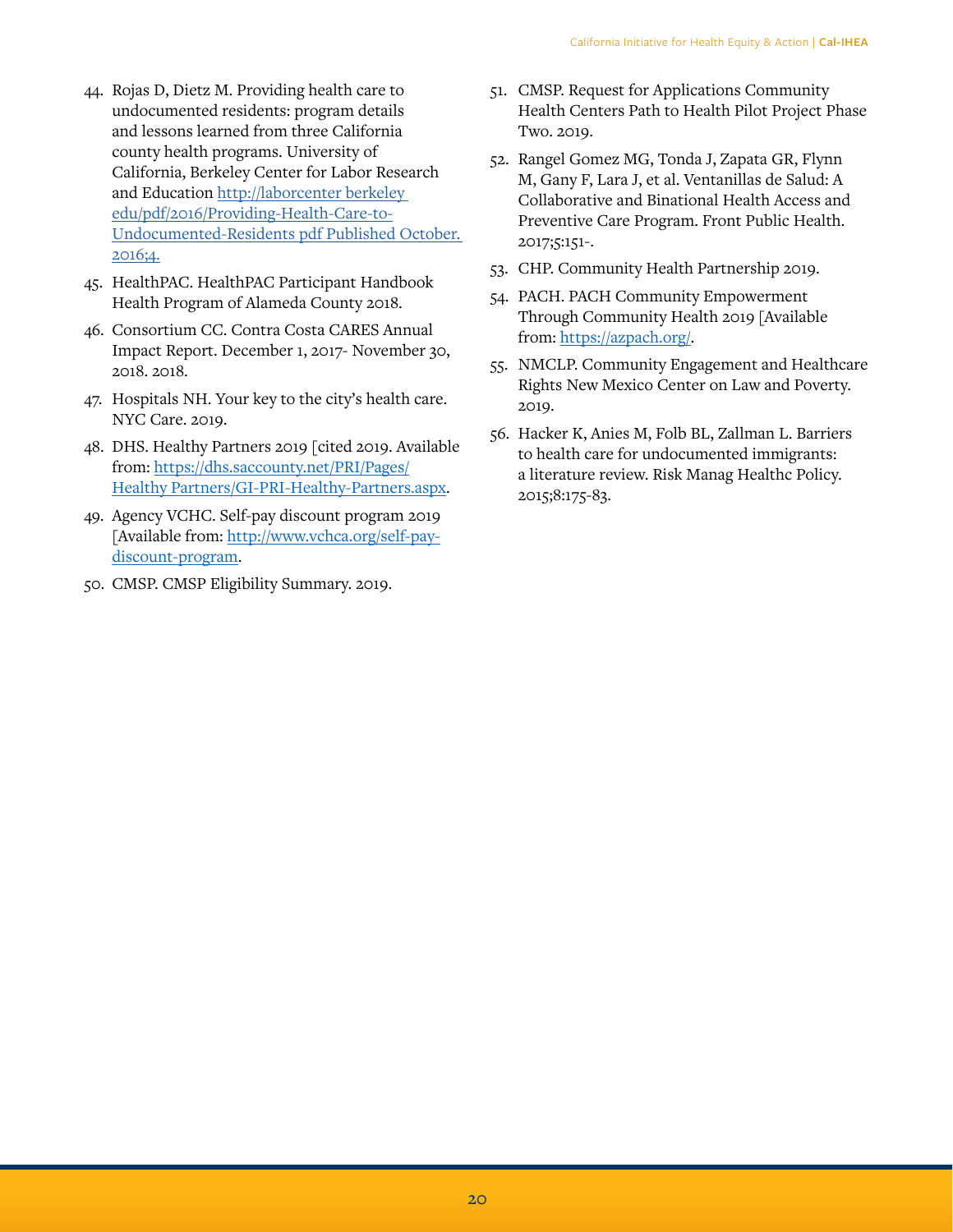44. Rojas D, Dietz M. Providing health care to undocumented residents: program details and lessons learned from three California county health programs. University of California, Berkeley Center for Labor Research and Education http://laborcenter berkeley edu/pdf/2016/Providing-Health-Care-to-Undocumented-Residents pdf Published October. 2016;4.
45. HealthPAC. HealthPAC Participant Handbook Health Program of Alameda County 2018.
46. Consortium CC. Contra Costa CARES Annual Impact Report. December 1, 2017- November 30, 2018. 2018.
47. Hospitals NH. Your key to the city's health care. NYC Care. 2019.
48. DHS. Healthy Partners 2019 [cited 2019. Available from: https://dhs.saccounty.net/PRI/Pages/Healthy Partners/GI-PRI-Healthy-Partners.aspx.
49. Agency VCHC. Self-pay discount program 2019 [Available from: http://www.vchca.org/self-pay-discount-program.
50. CMSP. CMSP Eligibility Summary. 2019.
51. CMSP. Request for Applications Community Health Centers Path to Health Pilot Project Phase Two. 2019.
52. Rangel Gomez MG, Tonda J, Zapata GR, Flynn M, Gany F, Lara J, et al. Ventanillas de Salud: A Collaborative and Binational Health Access and Preventive Care Program. Front Public Health. 2017;5:151-.
53. CHP. Community Health Partnership 2019.
54. PACH. PACH Community Empowerment Through Community Health 2019 [Available from: https://azpach.org/.
55. NMCLP. Community Engagement and Healthcare Rights New Mexico Center on Law and Poverty. 2019.
56. Hacker K, Anies M, Folb BL, Zallman L. Barriers to health care for undocumented immigrants: a literature review. Risk Manag Healthc Policy. 2015;8:175-83.